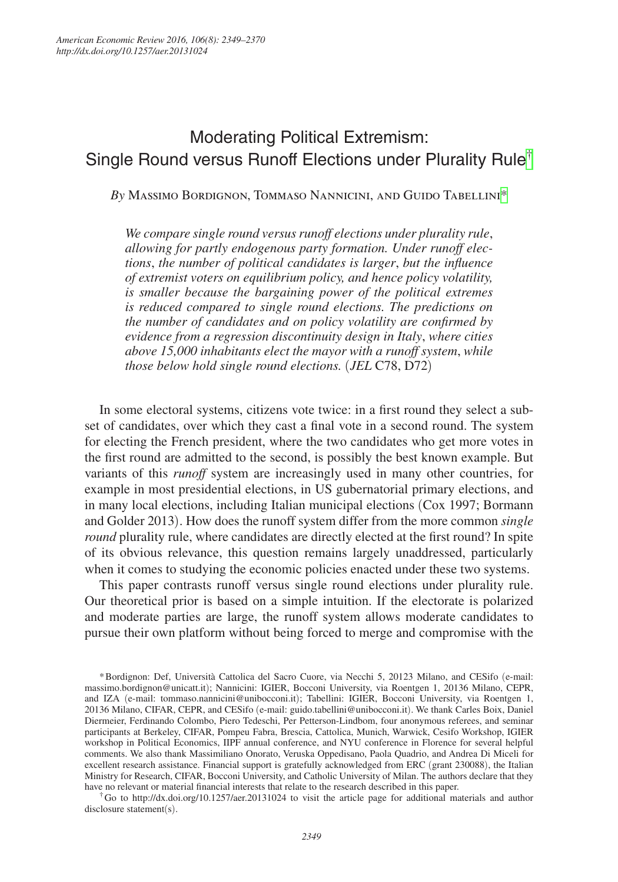# Moderating Political Extremism: Single Round versus Runoff Elections under Plurality Rule[†]

*By* Massimo Bordignon, Tommaso Nannicini, and Guido Tabellini[*]

*We compare single round versus runoff elections under plurality rule, allowing for partly endogenous party formation. Under runoff elections, the number of political candidates is larger, but the influence of extremist voters on equilibrium policy, and hence policy volatility, is smaller because the bargaining power of the political extremes is reduced compared to single round elections. The predictions on the number of candidates and on policy volatility are confirmed by evidence from a regression discontinuity design in Italy, where cities above 15,000 inhabitants elect the mayor with a runoff system, while those below hold single round elections.* (*JEL* C78, D72)

In some electoral systems, citizens vote twice: in a first round they select a subset of candidates, over which they cast a final vote in a second round. The system for electing the French president, where the two candidates who get more votes in the first round are admitted to the second, is possibly the best known example. But variants of this *runoff* system are increasingly used in many other countries, for example in most presidential elections, in US gubernatorial primary elections, and in many local elections, including Italian municipal elections (Cox 1997; Bormann and Golder 2013). How does the runoff system differ from the more common *single round* plurality rule, where candidates are directly elected at the first round? In spite of its obvious relevance, this question remains largely unaddressed, particularly when it comes to studying the economic policies enacted under these two systems.

This paper contrasts runoff versus single round elections under plurality rule. Our theoretical prior is based on a simple intuition. If the electorate is polarized and moderate parties are large, the runoff system allows moderate candidates to pursue their own platform without being forced to merge and compromise with the

[*] Bordignon: Def, Università Cattolica del Sacro Cuore, via Necchi 5, 20123 Milano, and CESifo (e-mail: massimo.bordignon@unicatt.it); Nannicini: IGIER, Bocconi University, via Roentgen 1, 20136 Milano, CEPR, and IZA (e-mail: tommaso.nannicini@unibocconi.it); Tabellini: IGIER, Bocconi University, via Roentgen 1, 20136 Milano, CIFAR, CEPR, and CESifo (e-mail: guido.tabellini@unibocconi.it). We thank Carles Boix, Daniel Diermeier, Ferdinando Colombo, Piero Tedeschi, Per Petterson-Lindbom, four anonymous referees, and seminar participants at Berkeley, CIFAR, Pompeu Fabra, Brescia, Cattolica, Munich, Warwick, Cesifo Workshop, IGIER workshop in Political Economics, IIPF annual conference, and NYU conference in Florence for several helpful comments. We also thank Massimiliano Onorato, Veruska Oppedisano, Paola Quadrio, and Andrea Di Miceli for excellent research assistance. Financial support is gratefully acknowledged from ERC (grant 230088), the Italian Ministry for Research, CIFAR, Bocconi University, and Catholic University of Milan. The authors declare that they have no relevant or material financial interests that relate to the research described in this paper.

[†] Go to http://dx.doi.org/10.1257/aer.20131024 to visit the article page for additional materials and author disclosure statement(s).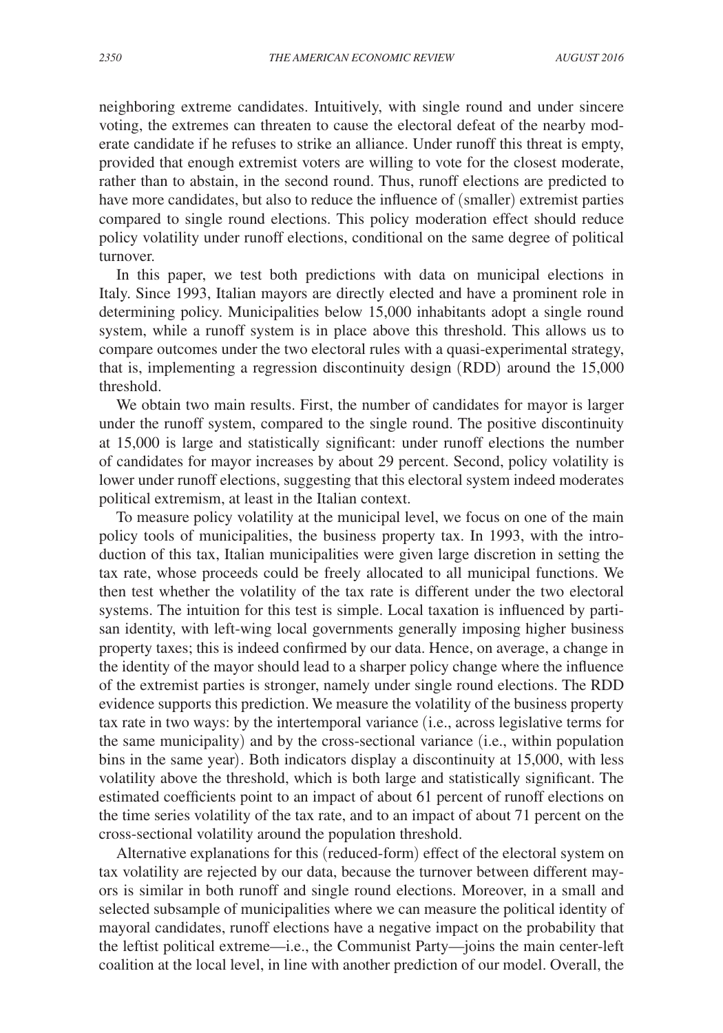neighboring extreme candidates. Intuitively, with single round and under sincere voting, the extremes can threaten to cause the electoral defeat of the nearby moderate candidate if he refuses to strike an alliance. Under runoff this threat is empty, provided that enough extremist voters are willing to vote for the closest moderate, rather than to abstain, in the second round. Thus, runoff elections are predicted to have more candidates, but also to reduce the influence of (smaller) extremist parties compared to single round elections. This policy moderation effect should reduce policy volatility under runoff elections, conditional on the same degree of political turnover.

In this paper, we test both predictions with data on municipal elections in Italy. Since 1993, Italian mayors are directly elected and have a prominent role in determining policy. Municipalities below 15,000 inhabitants adopt a single round system, while a runoff system is in place above this threshold. This allows us to compare outcomes under the two electoral rules with a quasi-experimental strategy, that is, implementing a regression discontinuity design (RDD) around the 15,000 threshold.

We obtain two main results. First, the number of candidates for mayor is larger under the runoff system, compared to the single round. The positive discontinuity at 15,000 is large and statistically significant: under runoff elections the number of candidates for mayor increases by about 29 percent. Second, policy volatility is lower under runoff elections, suggesting that this electoral system indeed moderates political extremism, at least in the Italian context.

To measure policy volatility at the municipal level, we focus on one of the main policy tools of municipalities, the business property tax. In 1993, with the introduction of this tax, Italian municipalities were given large discretion in setting the tax rate, whose proceeds could be freely allocated to all municipal functions. We then test whether the volatility of the tax rate is different under the two electoral systems. The intuition for this test is simple. Local taxation is influenced by partisan identity, with left-wing local governments generally imposing higher business property taxes; this is indeed confirmed by our data. Hence, on average, a change in the identity of the mayor should lead to a sharper policy change where the influence of the extremist parties is stronger, namely under single round elections. The RDD evidence supports this prediction. We measure the volatility of the business property tax rate in two ways: by the intertemporal variance (i.e., across legislative terms for the same municipality) and by the cross-sectional variance (i.e., within population bins in the same year). Both indicators display a discontinuity at 15,000, with less volatility above the threshold, which is both large and statistically significant. The estimated coefficients point to an impact of about 61 percent of runoff elections on the time series volatility of the tax rate, and to an impact of about 71 percent on the cross-sectional volatility around the population threshold.

Alternative explanations for this (reduced-form) effect of the electoral system on tax volatility are rejected by our data, because the turnover between different mayors is similar in both runoff and single round elections. Moreover, in a small and selected subsample of municipalities where we can measure the political identity of mayoral candidates, runoff elections have a negative impact on the probability that the leftist political extreme—i.e., the Communist Party—joins the main center-left coalition at the local level, in line with another prediction of our model. Overall, the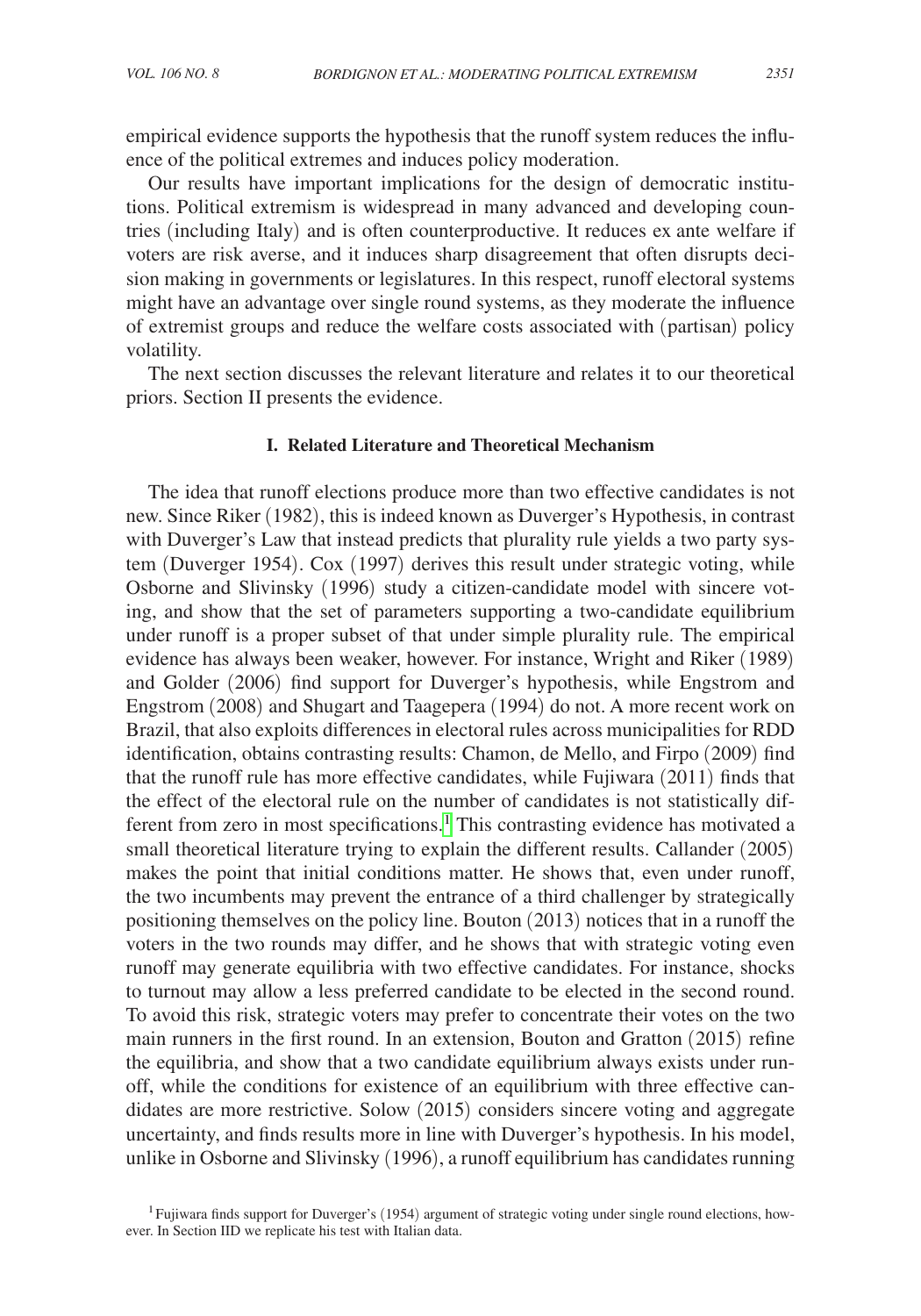empirical evidence supports the hypothesis that the runoff system reduces the influence of the political extremes and induces policy moderation.

Our results have important implications for the design of democratic institutions. Political extremism is widespread in many advanced and developing countries (including Italy) and is often counterproductive. It reduces ex ante welfare if voters are risk averse, and it induces sharp disagreement that often disrupts decision making in governments or legislatures. In this respect, runoff electoral systems might have an advantage over single round systems, as they moderate the influence of extremist groups and reduce the welfare costs associated with (partisan) policy volatility.

The next section discusses the relevant literature and relates it to our theoretical priors. Section II presents the evidence.

## I. Related Literature and Theoretical Mechanism

The idea that runoff elections produce more than two effective candidates is not new. Since Riker (1982), this is indeed known as Duverger's Hypothesis, in contrast with Duverger's Law that instead predicts that plurality rule yields a two party system (Duverger 1954). Cox (1997) derives this result under strategic voting, while Osborne and Slivinsky (1996) study a citizen-candidate model with sincere voting, and show that the set of parameters supporting a two-candidate equilibrium under runoff is a proper subset of that under simple plurality rule. The empirical evidence has always been weaker, however. For instance, Wright and Riker (1989) and Golder (2006) find support for Duverger's hypothesis, while Engstrom and Engstrom (2008) and Shugart and Taagepera (1994) do not. A more recent work on Brazil, that also exploits differences in electoral rules across municipalities for RDD identification, obtains contrasting results: Chamon, de Mello, and Firpo (2009) find that the runoff rule has more effective candidates, while Fujiwara (2011) finds that the effect of the electoral rule on the number of candidates is not statistically different from zero in most specifications.[1] This contrasting evidence has motivated a small theoretical literature trying to explain the different results. Callander (2005) makes the point that initial conditions matter. He shows that, even under runoff, the two incumbents may prevent the entrance of a third challenger by strategically positioning themselves on the policy line. Bouton (2013) notices that in a runoff the voters in the two rounds may differ, and he shows that with strategic voting even runoff may generate equilibria with two effective candidates. For instance, shocks to turnout may allow a less preferred candidate to be elected in the second round. To avoid this risk, strategic voters may prefer to concentrate their votes on the two main runners in the first round. In an extension, Bouton and Gratton (2015) refine the equilibria, and show that a two candidate equilibrium always exists under runoff, while the conditions for existence of an equilibrium with three effective candidates are more restrictive. Solow (2015) considers sincere voting and aggregate uncertainty, and finds results more in line with Duverger's hypothesis. In his model, unlike in Osborne and Slivinsky (1996), a runoff equilibrium has candidates running

[1] Fujiwara finds support for Duverger's (1954) argument of strategic voting under single round elections, however. In Section IID we replicate his test with Italian data.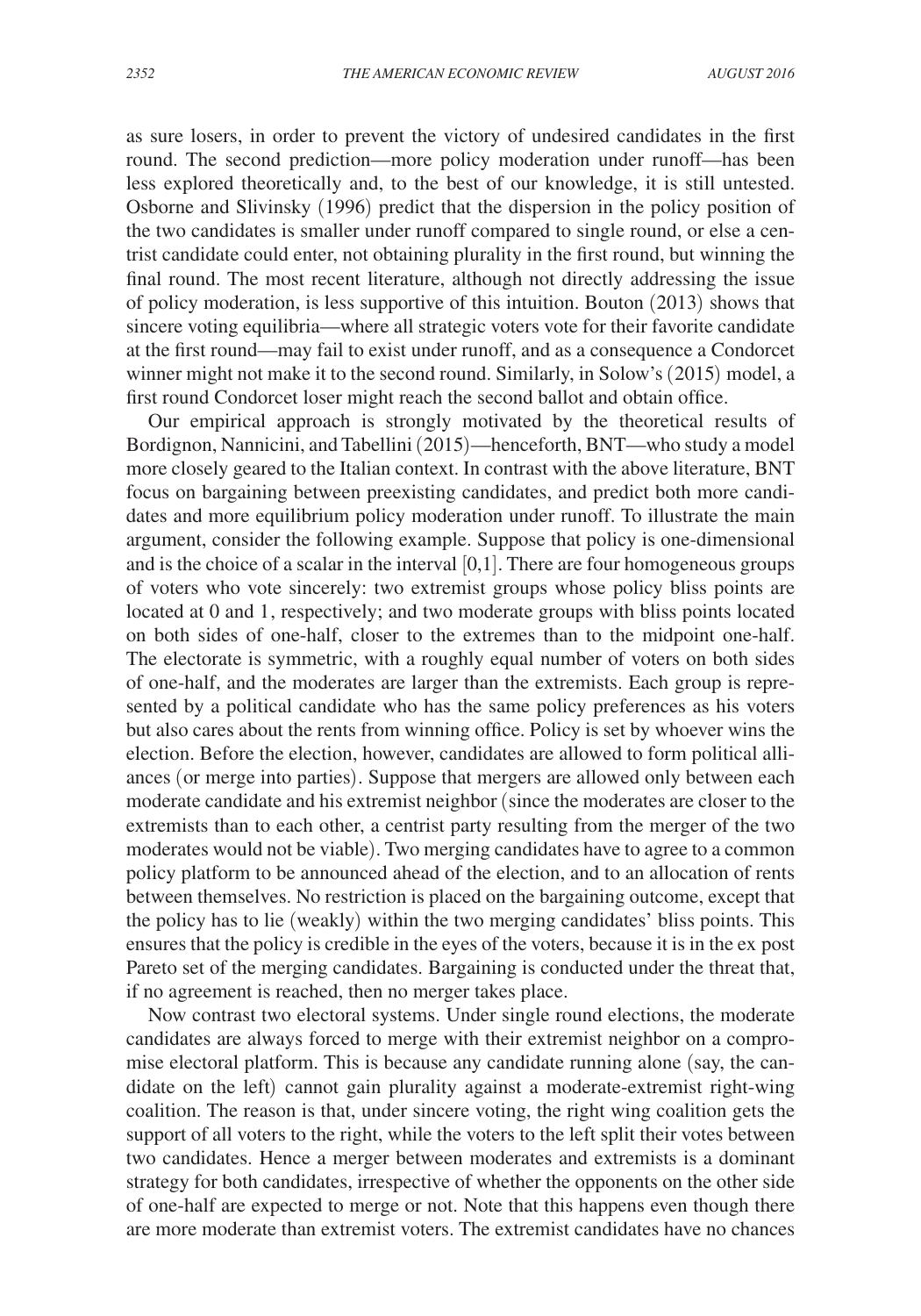as sure losers, in order to prevent the victory of undesired candidates in the first round. The second prediction—more policy moderation under runoff—has been less explored theoretically and, to the best of our knowledge, it is still untested. Osborne and Slivinsky (1996) predict that the dispersion in the policy position of the two candidates is smaller under runoff compared to single round, or else a centrist candidate could enter, not obtaining plurality in the first round, but winning the final round. The most recent literature, although not directly addressing the issue of policy moderation, is less supportive of this intuition. Bouton (2013) shows that sincere voting equilibria—where all strategic voters vote for their favorite candidate at the first round—may fail to exist under runoff, and as a consequence a Condorcet winner might not make it to the second round. Similarly, in Solow's (2015) model, a first round Condorcet loser might reach the second ballot and obtain office.

Our empirical approach is strongly motivated by the theoretical results of Bordignon, Nannicini, and Tabellini (2015)—henceforth, BNT—who study a model more closely geared to the Italian context. In contrast with the above literature, BNT focus on bargaining between preexisting candidates, and predict both more candidates and more equilibrium policy moderation under runoff. To illustrate the main argument, consider the following example. Suppose that policy is one-dimensional and is the choice of a scalar in the interval [0,1]. There are four homogeneous groups of voters who vote sincerely: two extremist groups whose policy bliss points are located at 0 and 1, respectively; and two moderate groups with bliss points located on both sides of one-half, closer to the extremes than to the midpoint one-half. The electorate is symmetric, with a roughly equal number of voters on both sides of one-half, and the moderates are larger than the extremists. Each group is represented by a political candidate who has the same policy preferences as his voters but also cares about the rents from winning office. Policy is set by whoever wins the election. Before the election, however, candidates are allowed to form political alliances (or merge into parties). Suppose that mergers are allowed only between each moderate candidate and his extremist neighbor (since the moderates are closer to the extremists than to each other, a centrist party resulting from the merger of the two moderates would not be viable). Two merging candidates have to agree to a common policy platform to be announced ahead of the election, and to an allocation of rents between themselves. No restriction is placed on the bargaining outcome, except that the policy has to lie (weakly) within the two merging candidates' bliss points. This ensures that the policy is credible in the eyes of the voters, because it is in the ex post Pareto set of the merging candidates. Bargaining is conducted under the threat that, if no agreement is reached, then no merger takes place.

Now contrast two electoral systems. Under single round elections, the moderate candidates are always forced to merge with their extremist neighbor on a compromise electoral platform. This is because any candidate running alone (say, the candidate on the left) cannot gain plurality against a moderate-extremist right-wing coalition. The reason is that, under sincere voting, the right wing coalition gets the support of all voters to the right, while the voters to the left split their votes between two candidates. Hence a merger between moderates and extremists is a dominant strategy for both candidates, irrespective of whether the opponents on the other side of one-half are expected to merge or not. Note that this happens even though there are more moderate than extremist voters. The extremist candidates have no chances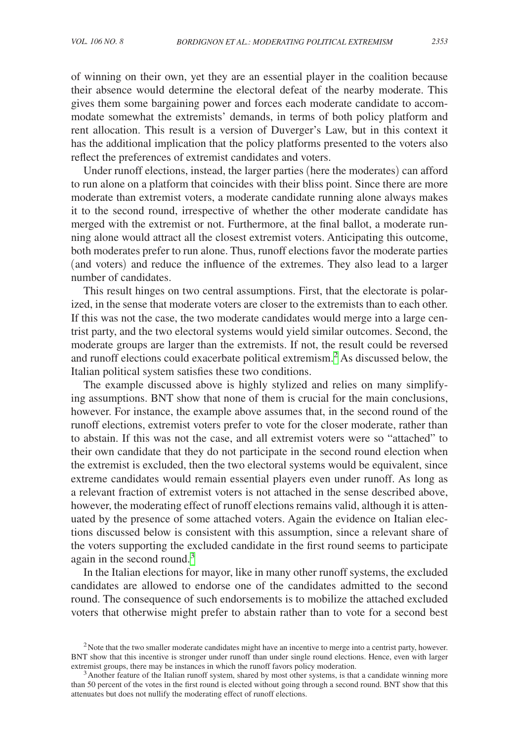of winning on their own, yet they are an essential player in the coalition because their absence would determine the electoral defeat of the nearby moderate. This gives them some bargaining power and forces each moderate candidate to accommodate somewhat the extremists' demands, in terms of both policy platform and rent allocation. This result is a version of Duverger's Law, but in this context it has the additional implication that the policy platforms presented to the voters also reflect the preferences of extremist candidates and voters.

Under runoff elections, instead, the larger parties (here the moderates) can afford to run alone on a platform that coincides with their bliss point. Since there are more moderate than extremist voters, a moderate candidate running alone always makes it to the second round, irrespective of whether the other moderate candidate has merged with the extremist or not. Furthermore, at the final ballot, a moderate running alone would attract all the closest extremist voters. Anticipating this outcome, both moderates prefer to run alone. Thus, runoff elections favor the moderate parties (and voters) and reduce the influence of the extremes. They also lead to a larger number of candidates.

This result hinges on two central assumptions. First, that the electorate is polarized, in the sense that moderate voters are closer to the extremists than to each other. If this was not the case, the two moderate candidates would merge into a large centrist party, and the two electoral systems would yield similar outcomes. Second, the moderate groups are larger than the extremists. If not, the result could be reversed and runoff elections could exacerbate political extremism.[2] As discussed below, the Italian political system satisfies these two conditions.

The example discussed above is highly stylized and relies on many simplifying assumptions. BNT show that none of them is crucial for the main conclusions, however. For instance, the example above assumes that, in the second round of the runoff elections, extremist voters prefer to vote for the closer moderate, rather than to abstain. If this was not the case, and all extremist voters were so "attached" to their own candidate that they do not participate in the second round election when the extremist is excluded, then the two electoral systems would be equivalent, since extreme candidates would remain essential players even under runoff. As long as a relevant fraction of extremist voters is not attached in the sense described above, however, the moderating effect of runoff elections remains valid, although it is attenuated by the presence of some attached voters. Again the evidence on Italian elections discussed below is consistent with this assumption, since a relevant share of the voters supporting the excluded candidate in the first round seems to participate again in the second round.[3]

In the Italian elections for mayor, like in many other runoff systems, the excluded candidates are allowed to endorse one of the candidates admitted to the second round. The consequence of such endorsements is to mobilize the attached excluded voters that otherwise might prefer to abstain rather than to vote for a second best

[2] Note that the two smaller moderate candidates might have an incentive to merge into a centrist party, however. BNT show that this incentive is stronger under runoff than under single round elections. Hence, even with larger extremist groups, there may be instances in which the runoff favors policy moderation.

[3] Another feature of the Italian runoff system, shared by most other systems, is that a candidate winning more than 50 percent of the votes in the first round is elected without going through a second round. BNT show that this attenuates but does not nullify the moderating effect of runoff elections.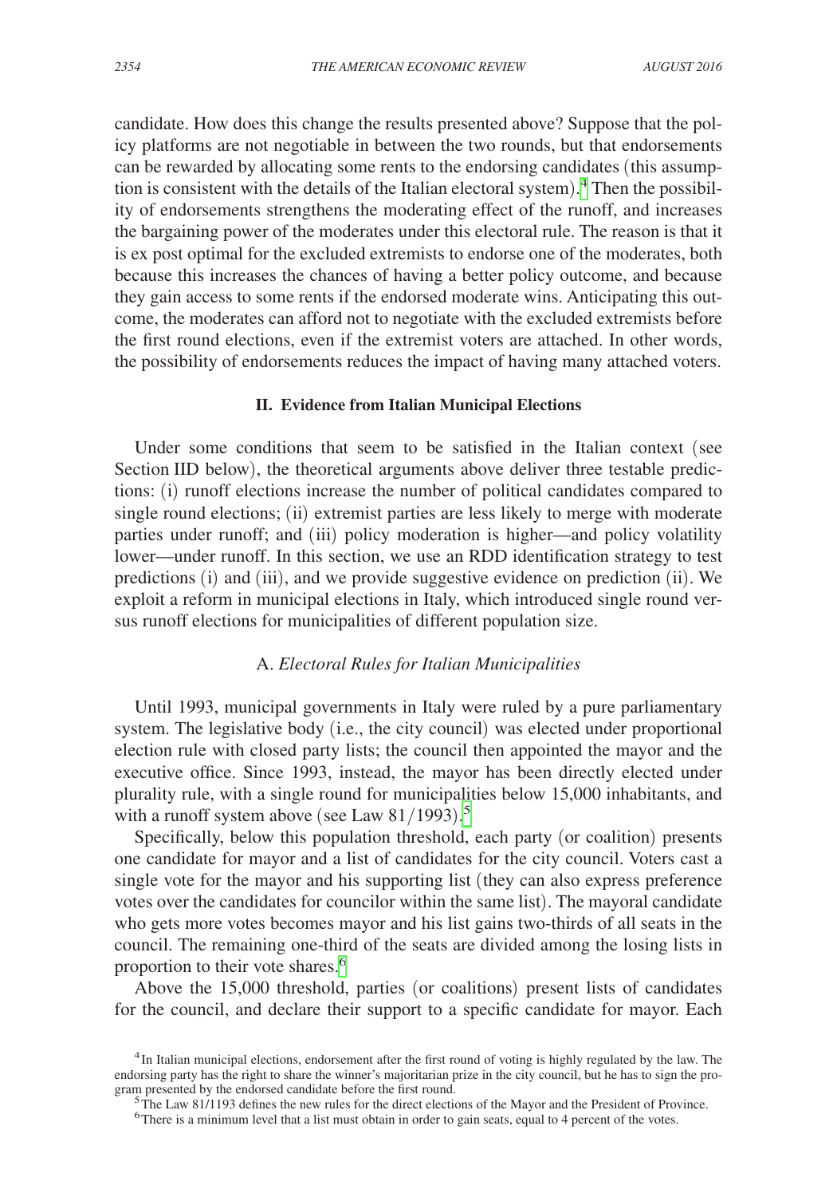candidate. How does this change the results presented above? Suppose that the policy platforms are not negotiable in between the two rounds, but that endorsements can be rewarded by allocating some rents to the endorsing candidates (this assumption is consistent with the details of the Italian electoral system).[4] Then the possibility of endorsements strengthens the moderating effect of the runoff, and increases the bargaining power of the moderates under this electoral rule. The reason is that it is ex post optimal for the excluded extremists to endorse one of the moderates, both because this increases the chances of having a better policy outcome, and because they gain access to some rents if the endorsed moderate wins. Anticipating this outcome, the moderates can afford not to negotiate with the excluded extremists before the first round elections, even if the extremist voters are attached. In other words, the possibility of endorsements reduces the impact of having many attached voters.

## II. Evidence from Italian Municipal Elections

Under some conditions that seem to be satisfied in the Italian context (see Section IID below), the theoretical arguments above deliver three testable predictions: (i) runoff elections increase the number of political candidates compared to single round elections; (ii) extremist parties are less likely to merge with moderate parties under runoff; and (iii) policy moderation is higher—and policy volatility lower—under runoff. In this section, we use an RDD identification strategy to test predictions (i) and (iii), and we provide suggestive evidence on prediction (ii). We exploit a reform in municipal elections in Italy, which introduced single round versus runoff elections for municipalities of different population size.

### A. *Electoral Rules for Italian Municipalities*

Until 1993, municipal governments in Italy were ruled by a pure parliamentary system. The legislative body (i.e., the city council) was elected under proportional election rule with closed party lists; the council then appointed the mayor and the executive office. Since 1993, instead, the mayor has been directly elected under plurality rule, with a single round for municipalities below 15,000 inhabitants, and with a runoff system above (see Law 81/1993).[5]

Specifically, below this population threshold, each party (or coalition) presents one candidate for mayor and a list of candidates for the city council. Voters cast a single vote for the mayor and his supporting list (they can also express preference votes over the candidates for councilor within the same list). The mayoral candidate who gets more votes becomes mayor and his list gains two-thirds of all seats in the council. The remaining one-third of the seats are divided among the losing lists in proportion to their vote shares.[6]

Above the 15,000 threshold, parties (or coalitions) present lists of candidates for the council, and declare their support to a specific candidate for mayor. Each

[4] In Italian municipal elections, endorsement after the first round of voting is highly regulated by the law. The endorsing party has the right to share the winner's majoritarian prize in the city council, but he has to sign the program presented by the endorsed candidate before the first round.

[5] The Law 81/1193 defines the new rules for the direct elections of the Mayor and the President of Province.

[6] There is a minimum level that a list must obtain in order to gain seats, equal to 4 percent of the votes.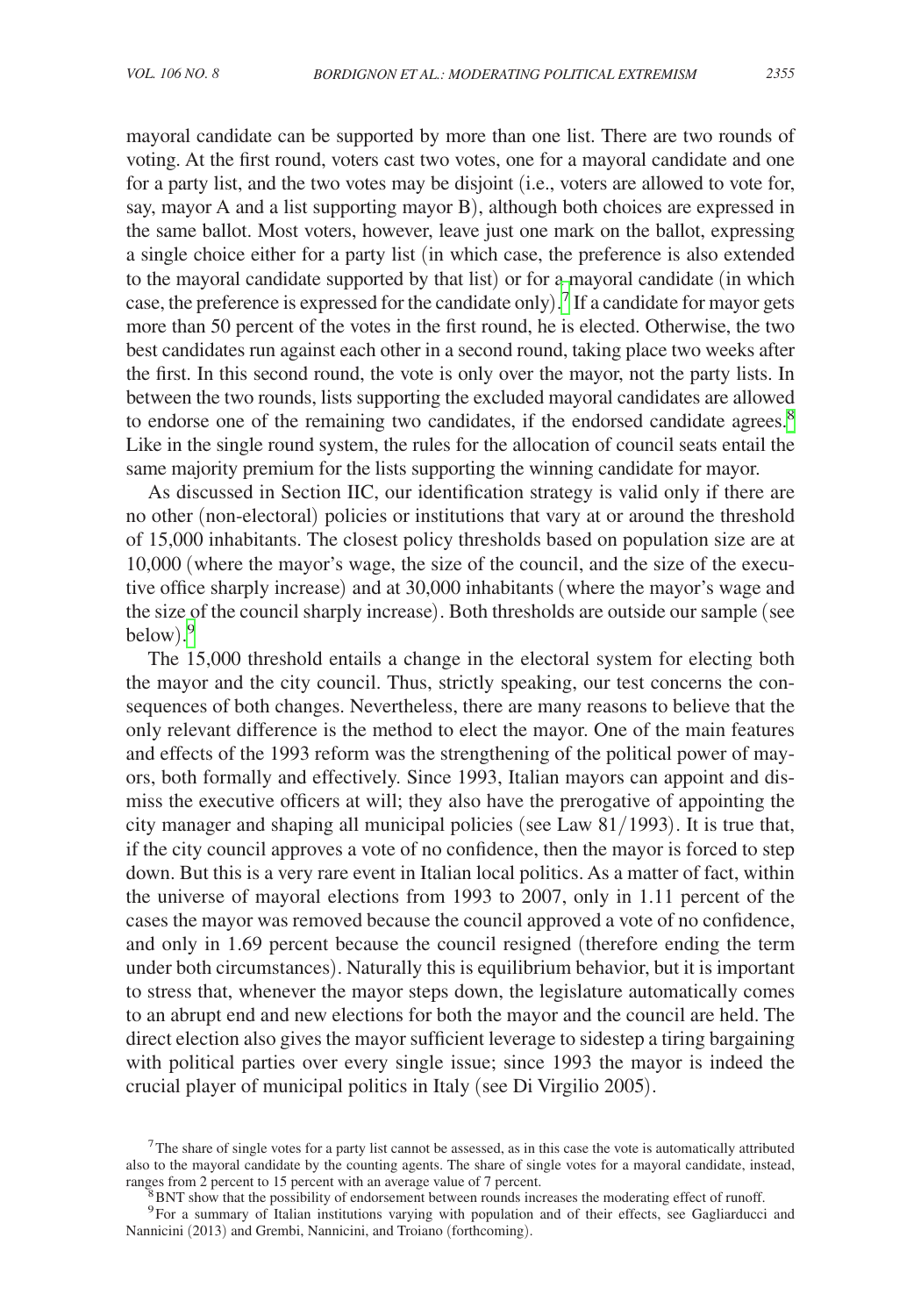mayoral candidate can be supported by more than one list. There are two rounds of voting. At the first round, voters cast two votes, one for a mayoral candidate and one for a party list, and the two votes may be disjoint (i.e., voters are allowed to vote for, say, mayor A and a list supporting mayor B), although both choices are expressed in the same ballot. Most voters, however, leave just one mark on the ballot, expressing a single choice either for a party list (in which case, the preference is also extended to the mayoral candidate supported by that list) or for a mayoral candidate (in which case, the preference is expressed for the candidate only).[7] If a candidate for mayor gets more than 50 percent of the votes in the first round, he is elected. Otherwise, the two best candidates run against each other in a second round, taking place two weeks after the first. In this second round, the vote is only over the mayor, not the party lists. In between the two rounds, lists supporting the excluded mayoral candidates are allowed to endorse one of the remaining two candidates, if the endorsed candidate agrees.[8] Like in the single round system, the rules for the allocation of council seats entail the same majority premium for the lists supporting the winning candidate for mayor.

As discussed in Section IIC, our identification strategy is valid only if there are no other (non-electoral) policies or institutions that vary at or around the threshold of 15,000 inhabitants. The closest policy thresholds based on population size are at 10,000 (where the mayor's wage, the size of the council, and the size of the executive office sharply increase) and at 30,000 inhabitants (where the mayor's wage and the size of the council sharply increase). Both thresholds are outside our sample (see below).[9]

The 15,000 threshold entails a change in the electoral system for electing both the mayor and the city council. Thus, strictly speaking, our test concerns the consequences of both changes. Nevertheless, there are many reasons to believe that the only relevant difference is the method to elect the mayor. One of the main features and effects of the 1993 reform was the strengthening of the political power of mayors, both formally and effectively. Since 1993, Italian mayors can appoint and dismiss the executive officers at will; they also have the prerogative of appointing the city manager and shaping all municipal policies (see Law 81/1993). It is true that, if the city council approves a vote of no confidence, then the mayor is forced to step down. But this is a very rare event in Italian local politics. As a matter of fact, within the universe of mayoral elections from 1993 to 2007, only in 1.11 percent of the cases the mayor was removed because the council approved a vote of no confidence, and only in 1.69 percent because the council resigned (therefore ending the term under both circumstances). Naturally this is equilibrium behavior, but it is important to stress that, whenever the mayor steps down, the legislature automatically comes to an abrupt end and new elections for both the mayor and the council are held. The direct election also gives the mayor sufficient leverage to sidestep a tiring bargaining with political parties over every single issue; since 1993 the mayor is indeed the crucial player of municipal politics in Italy (see Di Virgilio 2005).

[7] The share of single votes for a party list cannot be assessed, as in this case the vote is automatically attributed also to the mayoral candidate by the counting agents. The share of single votes for a mayoral candidate, instead, ranges from 2 percent to 15 percent with an average value of 7 percent.

[8] BNT show that the possibility of endorsement between rounds increases the moderating effect of runoff.

[9] For a summary of Italian institutions varying with population and of their effects, see Gagliarducci and Nannicini (2013) and Grembi, Nannicini, and Troiano (forthcoming).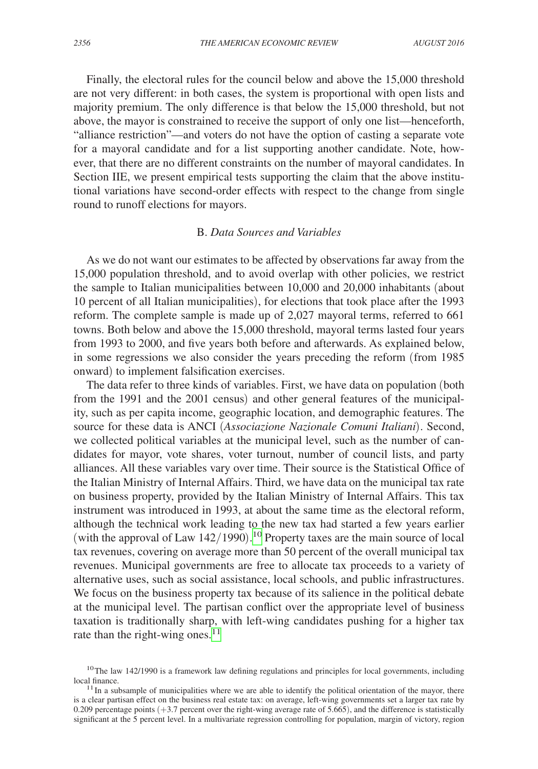Finally, the electoral rules for the council below and above the 15,000 threshold are not very different: in both cases, the system is proportional with open lists and majority premium. The only difference is that below the 15,000 threshold, but not above, the mayor is constrained to receive the support of only one list—henceforth, "alliance restriction"—and voters do not have the option of casting a separate vote for a mayoral candidate and for a list supporting another candidate. Note, however, that there are no different constraints on the number of mayoral candidates. In Section IIE, we present empirical tests supporting the claim that the above institutional variations have second-order effects with respect to the change from single round to runoff elections for mayors.

### B. *Data Sources and Variables*

As we do not want our estimates to be affected by observations far away from the 15,000 population threshold, and to avoid overlap with other policies, we restrict the sample to Italian municipalities between 10,000 and 20,000 inhabitants (about 10 percent of all Italian municipalities), for elections that took place after the 1993 reform. The complete sample is made up of 2,027 mayoral terms, referred to 661 towns. Both below and above the 15,000 threshold, mayoral terms lasted four years from 1993 to 2000, and five years both before and afterwards. As explained below, in some regressions we also consider the years preceding the reform (from 1985 onward) to implement falsification exercises.

The data refer to three kinds of variables. First, we have data on population (both from the 1991 and the 2001 census) and other general features of the municipality, such as per capita income, geographic location, and demographic features. The source for these data is ANCI (*Associazione Nazionale Comuni Italiani*). Second, we collected political variables at the municipal level, such as the number of candidates for mayor, vote shares, voter turnout, number of council lists, and party alliances. All these variables vary over time. Their source is the Statistical Office of the Italian Ministry of Internal Affairs. Third, we have data on the municipal tax rate on business property, provided by the Italian Ministry of Internal Affairs. This tax instrument was introduced in 1993, at about the same time as the electoral reform, although the technical work leading to the new tax had started a few years earlier (with the approval of Law 142/1990).[10] Property taxes are the main source of local tax revenues, covering on average more than 50 percent of the overall municipal tax revenues. Municipal governments are free to allocate tax proceeds to a variety of alternative uses, such as social assistance, local schools, and public infrastructures. We focus on the business property tax because of its salience in the political debate at the municipal level. The partisan conflict over the appropriate level of business taxation is traditionally sharp, with left-wing candidates pushing for a higher tax rate than the right-wing ones.[11]

[10] The law 142/1990 is a framework law defining regulations and principles for local governments, including local finance.

[11] In a subsample of municipalities where we are able to identify the political orientation of the mayor, there is a clear partisan effect on the business real estate tax: on average, left-wing governments set a larger tax rate by 0.209 percentage points (+3.7 percent over the right-wing average rate of 5.665), and the difference is statistically significant at the 5 percent level. In a multivariate regression controlling for population, margin of victory, region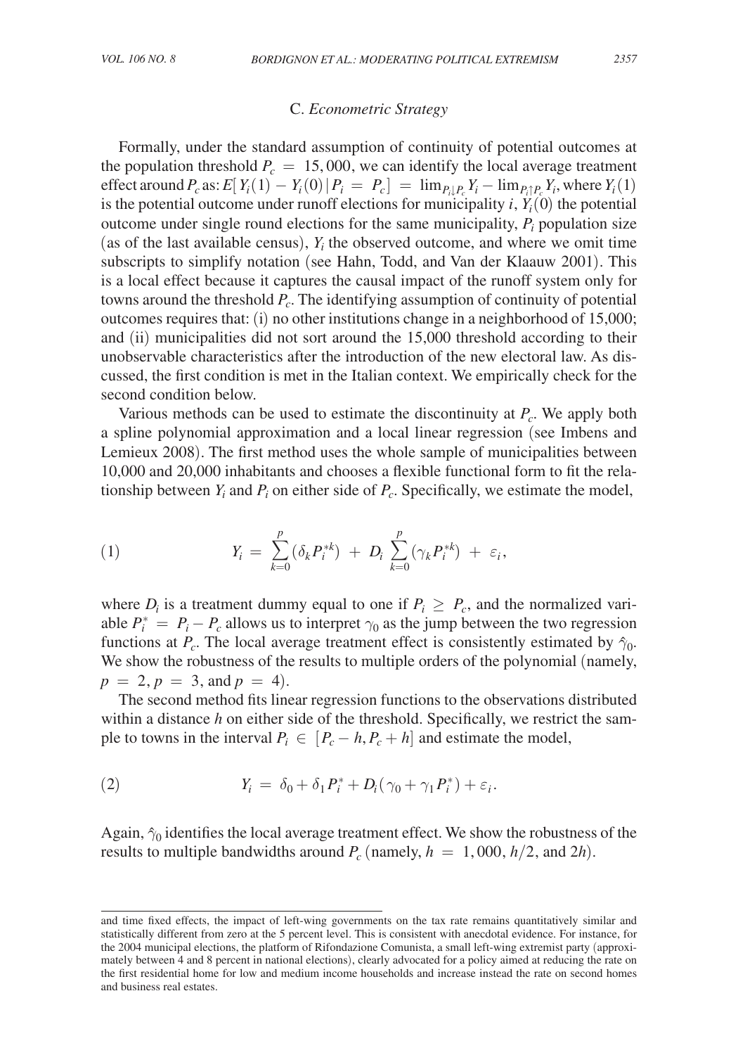### C. *Econometric Strategy*

Formally, under the standard assumption of continuity of potential outcomes at the population threshold $P_c = 15,000$, we can identify the local average treatment effect around $P_c$ as: $E[Y_i(1) - Y_i(0) | P_i = P_c] = \lim_{P_i \downarrow P_c} Y_i - \lim_{P_i \uparrow P_c} Y_i$, where $Y_i(1)$ is the potential outcome under runoff elections for municipality $i$, $Y_i(0)$ the potential outcome under single round elections for the same municipality, $P_i$ population size (as of the last available census), $Y_i$ the observed outcome, and where we omit time subscripts to simplify notation (see Hahn, Todd, and Van der Klaauw 2001). This is a local effect because it captures the causal impact of the runoff system only for towns around the threshold $P_c$. The identifying assumption of continuity of potential outcomes requires that: (i) no other institutions change in a neighborhood of 15,000; and (ii) municipalities did not sort around the 15,000 threshold according to their unobservable characteristics after the introduction of the new electoral law. As discussed, the first condition is met in the Italian context. We empirically check for the second condition below.

Various methods can be used to estimate the discontinuity at $P_c$. We apply both a spline polynomial approximation and a local linear regression (see Imbens and Lemieux 2008). The first method uses the whole sample of municipalities between 10,000 and 20,000 inhabitants and chooses a flexible functional form to fit the relationship between $Y_i$ and $P_i$ on either side of $P_c$. Specifically, we estimate the model,

$$Y_i = \sum_{k=0}^{p} (\delta_k P_i^{*k}) + D_i \sum_{k=0}^{p} (\gamma_k P_i^{*k}) + \varepsilon_i, \tag{1}$$

where $D_i$ is a treatment dummy equal to one if $P_i \geq P_c$, and the normalized variable $P_i^* = P_i - P_c$ allows us to interpret $\gamma_0$ as the jump between the two regression functions at $P_c$. The local average treatment effect is consistently estimated by $\hat{\gamma}_0$. We show the robustness of the results to multiple orders of the polynomial (namely, $p = 2, p = 3$, and $p = 4$).

The second method fits linear regression functions to the observations distributed within a distance $h$ on either side of the threshold. Specifically, we restrict the sample to towns in the interval $P_i \in [P_c - h, P_c + h]$ and estimate the model,

$$Y_i = \delta_0 + \delta_1 P_i^* + D_i(\gamma_0 + \gamma_1 P_i^*) + \varepsilon_i. \tag{2}$$

Again, $\hat{\gamma}_0$ identifies the local average treatment effect. We show the robustness of the results to multiple bandwidths around $P_c$ (namely, $h = 1,000$, $h/2$, and $2h$).

and time fixed effects, the impact of left-wing governments on the tax rate remains quantitatively similar and statistically different from zero at the 5 percent level. This is consistent with anecdotal evidence. For instance, for the 2004 municipal elections, the platform of Rifondazione Comunista, a small left-wing extremist party (approximately between 4 and 8 percent in national elections), clearly advocated for a policy aimed at reducing the rate on the first residential home for low and medium income households and increase instead the rate on second homes and business real estates.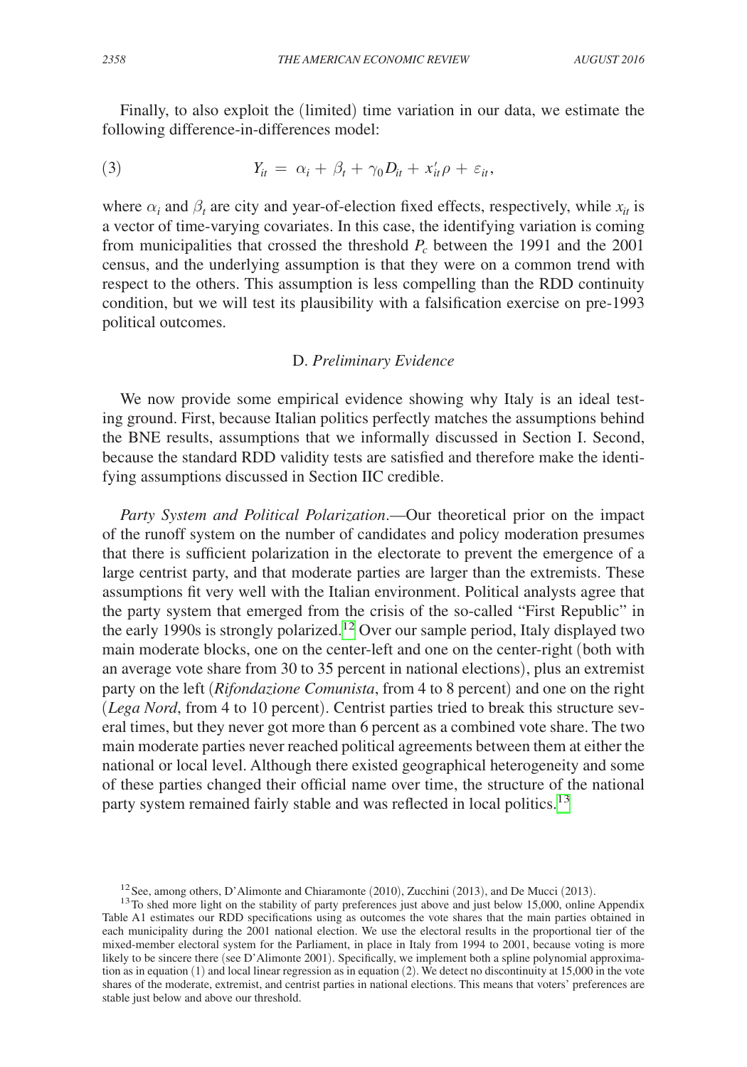Finally, to also exploit the (limited) time variation in our data, we estimate the following difference-in-differences model:

$$Y_{it} = \alpha_i + \beta_t + \gamma_0 D_{it} + x_{it}' \rho + \varepsilon_{it}, \tag{3}$$

where $\alpha_i$ and $\beta_t$ are city and year-of-election fixed effects, respectively, while $x_{it}$ is a vector of time-varying covariates. In this case, the identifying variation is coming from municipalities that crossed the threshold $P_c$ between the 1991 and the 2001 census, and the underlying assumption is that they were on a common trend with respect to the others. This assumption is less compelling than the RDD continuity condition, but we will test its plausibility with a falsification exercise on pre-1993 political outcomes.

### D. *Preliminary Evidence*

We now provide some empirical evidence showing why Italy is an ideal testing ground. First, because Italian politics perfectly matches the assumptions behind the BNE results, assumptions that we informally discussed in Section I. Second, because the standard RDD validity tests are satisfied and therefore make the identifying assumptions discussed in Section IIC credible.

*Party System and Political Polarization*.—Our theoretical prior on the impact of the runoff system on the number of candidates and policy moderation presumes that there is sufficient polarization in the electorate to prevent the emergence of a large centrist party, and that moderate parties are larger than the extremists. These assumptions fit very well with the Italian environment. Political analysts agree that the party system that emerged from the crisis of the so-called "First Republic" in the early 1990s is strongly polarized.[12] Over our sample period, Italy displayed two main moderate blocks, one on the center-left and one on the center-right (both with an average vote share from 30 to 35 percent in national elections), plus an extremist party on the left (*Rifondazione Comunista*, from 4 to 8 percent) and one on the right (*Lega Nord*, from 4 to 10 percent). Centrist parties tried to break this structure several times, but they never got more than 6 percent as a combined vote share. The two main moderate parties never reached political agreements between them at either the national or local level. Although there existed geographical heterogeneity and some of these parties changed their official name over time, the structure of the national party system remained fairly stable and was reflected in local politics.[13]

[12] See, among others, D'Alimonte and Chiaramonte (2010), Zucchini (2013), and De Mucci (2013).

[13] To shed more light on the stability of party preferences just above and just below 15,000, online Appendix Table A1 estimates our RDD specifications using as outcomes the vote shares that the main parties obtained in each municipality during the 2001 national election. We use the electoral results in the proportional tier of the mixed-member electoral system for the Parliament, in place in Italy from 1994 to 2001, because voting is more likely to be sincere there (see D'Alimonte 2001). Specifically, we implement both a spline polynomial approximation as in equation (1) and local linear regression as in equation (2). We detect no discontinuity at 15,000 in the vote shares of the moderate, extremist, and centrist parties in national elections. This means that voters' preferences are stable just below and above our threshold.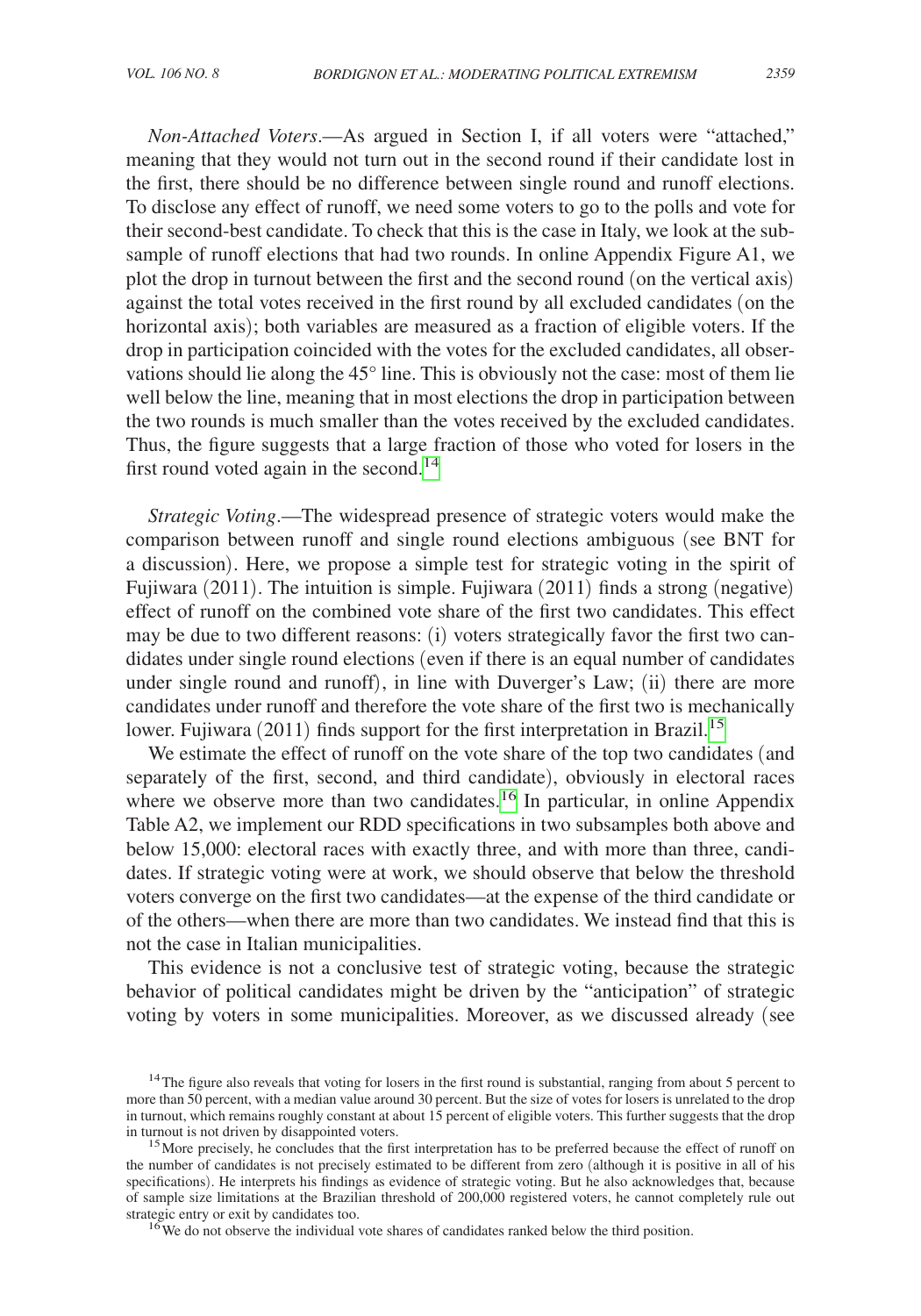*Non-Attached Voters*.—As argued in Section I, if all voters were "attached," meaning that they would not turn out in the second round if their candidate lost in the first, there should be no difference between single round and runoff elections. To disclose any effect of runoff, we need some voters to go to the polls and vote for their second-best candidate. To check that this is the case in Italy, we look at the subsample of runoff elections that had two rounds. In online Appendix Figure A1, we plot the drop in turnout between the first and the second round (on the vertical axis) against the total votes received in the first round by all excluded candidates (on the horizontal axis); both variables are measured as a fraction of eligible voters. If the drop in participation coincided with the votes for the excluded candidates, all observations should lie along the 45° line. This is obviously not the case: most of them lie well below the line, meaning that in most elections the drop in participation between the two rounds is much smaller than the votes received by the excluded candidates. Thus, the figure suggests that a large fraction of those who voted for losers in the first round voted again in the second.[14]

*Strategic Voting*.—The widespread presence of strategic voters would make the comparison between runoff and single round elections ambiguous (see BNT for a discussion). Here, we propose a simple test for strategic voting in the spirit of Fujiwara (2011). The intuition is simple. Fujiwara (2011) finds a strong (negative) effect of runoff on the combined vote share of the first two candidates. This effect may be due to two different reasons: (i) voters strategically favor the first two candidates under single round elections (even if there is an equal number of candidates under single round and runoff), in line with Duverger's Law; (ii) there are more candidates under runoff and therefore the vote share of the first two is mechanically lower. Fujiwara (2011) finds support for the first interpretation in Brazil.[15]

We estimate the effect of runoff on the vote share of the top two candidates (and separately of the first, second, and third candidate), obviously in electoral races where we observe more than two candidates.[16] In particular, in online Appendix Table A2, we implement our RDD specifications in two subsamples both above and below 15,000: electoral races with exactly three, and with more than three, candidates. If strategic voting were at work, we should observe that below the threshold voters converge on the first two candidates—at the expense of the third candidate or of the others—when there are more than two candidates. We instead find that this is not the case in Italian municipalities.

This evidence is not a conclusive test of strategic voting, because the strategic behavior of political candidates might be driven by the "anticipation" of strategic voting by voters in some municipalities. Moreover, as we discussed already (see

[14] The figure also reveals that voting for losers in the first round is substantial, ranging from about 5 percent to more than 50 percent, with a median value around 30 percent. But the size of votes for losers is unrelated to the drop in turnout, which remains roughly constant at about 15 percent of eligible voters. This further suggests that the drop in turnout is not driven by disappointed voters.

[15] More precisely, he concludes that the first interpretation has to be preferred because the effect of runoff on the number of candidates is not precisely estimated to be different from zero (although it is positive in all of his specifications). He interprets his findings as evidence of strategic voting. But he also acknowledges that, because of sample size limitations at the Brazilian threshold of 200,000 registered voters, he cannot completely rule out strategic entry or exit by candidates too.

[16] We do not observe the individual vote shares of candidates ranked below the third position.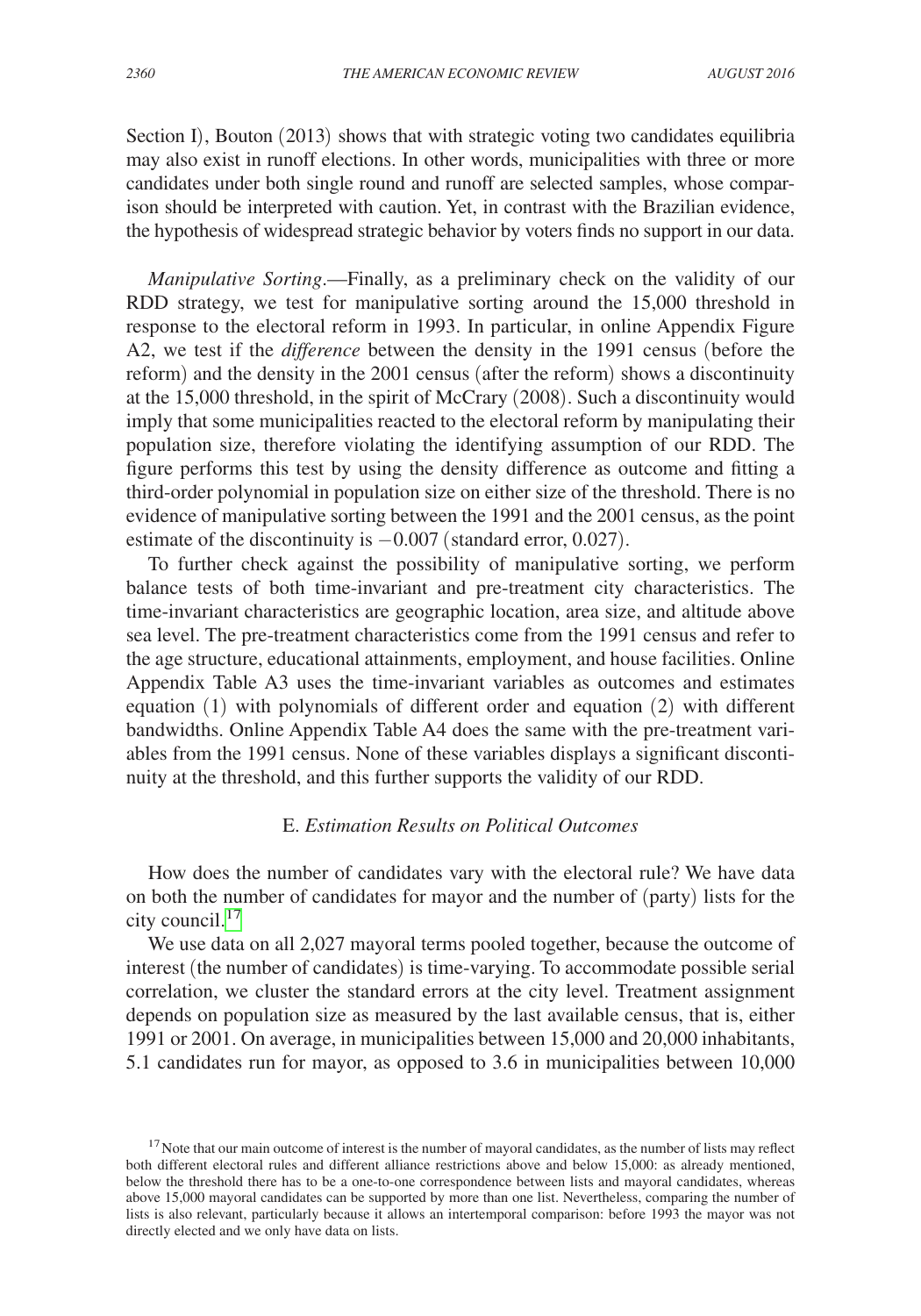Section I), Bouton (2013) shows that with strategic voting two candidates equilibria may also exist in runoff elections. In other words, municipalities with three or more candidates under both single round and runoff are selected samples, whose comparison should be interpreted with caution. Yet, in contrast with the Brazilian evidence, the hypothesis of widespread strategic behavior by voters finds no support in our data.

*Manipulative Sorting*.—Finally, as a preliminary check on the validity of our RDD strategy, we test for manipulative sorting around the 15,000 threshold in response to the electoral reform in 1993. In particular, in online Appendix Figure A2, we test if the *difference* between the density in the 1991 census (before the reform) and the density in the 2001 census (after the reform) shows a discontinuity at the 15,000 threshold, in the spirit of McCrary (2008). Such a discontinuity would imply that some municipalities reacted to the electoral reform by manipulating their population size, therefore violating the identifying assumption of our RDD. The figure performs this test by using the density difference as outcome and fitting a third-order polynomial in population size on either size of the threshold. There is no evidence of manipulative sorting between the 1991 and the 2001 census, as the point estimate of the discontinuity is $-0.007$ (standard error, 0.027).

To further check against the possibility of manipulative sorting, we perform balance tests of both time-invariant and pre-treatment city characteristics. The time-invariant characteristics are geographic location, area size, and altitude above sea level. The pre-treatment characteristics come from the 1991 census and refer to the age structure, educational attainments, employment, and house facilities. Online Appendix Table A3 uses the time-invariant variables as outcomes and estimates equation (1) with polynomials of different order and equation (2) with different bandwidths. Online Appendix Table A4 does the same with the pre-treatment variables from the 1991 census. None of these variables displays a significant discontinuity at the threshold, and this further supports the validity of our RDD.

### E. *Estimation Results on Political Outcomes*

How does the number of candidates vary with the electoral rule? We have data on both the number of candidates for mayor and the number of (party) lists for the city council.[17]

We use data on all 2,027 mayoral terms pooled together, because the outcome of interest (the number of candidates) is time-varying. To accommodate possible serial correlation, we cluster the standard errors at the city level. Treatment assignment depends on population size as measured by the last available census, that is, either 1991 or 2001. On average, in municipalities between 15,000 and 20,000 inhabitants, 5.1 candidates run for mayor, as opposed to 3.6 in municipalities between 10,000

[17] Note that our main outcome of interest is the number of mayoral candidates, as the number of lists may reflect both different electoral rules and different alliance restrictions above and below 15,000: as already mentioned, below the threshold there has to be a one-to-one correspondence between lists and mayoral candidates, whereas above 15,000 mayoral candidates can be supported by more than one list. Nevertheless, comparing the number of lists is also relevant, particularly because it allows an intertemporal comparison: before 1993 the mayor was not directly elected and we only have data on lists.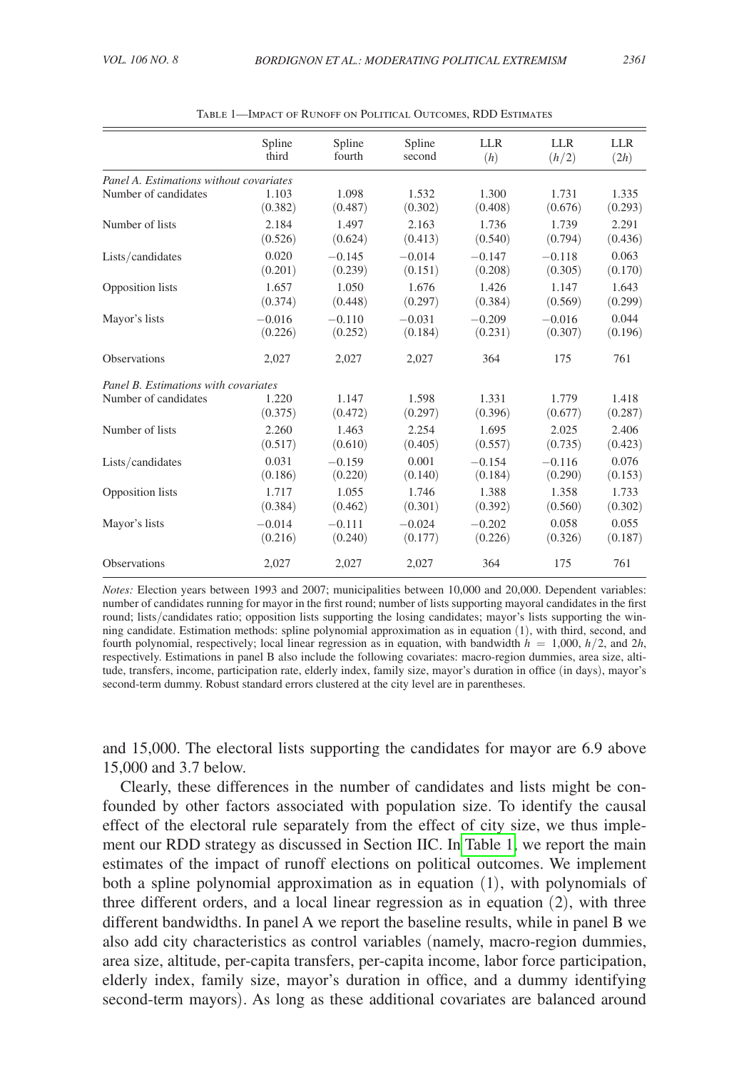Table 1—Impact of Runoff on Political Outcomes, RDD Estimates

| | Spline third | Spline fourth | Spline second | LLR $(h)$ | LLR $(h/2)$ | LLR $(2h)$ |
|---|---|---|---|---|---|---|
| *Panel A. Estimations without covariates* | | | | | | |
| Number of candidates | 1.103 | 1.098 | 1.532 | 1.300 | 1.731 | 1.335 |
| | (0.382) | (0.487) | (0.302) | (0.408) | (0.676) | (0.293) |
| Number of lists | 2.184 | 1.497 | 2.163 | 1.736 | 1.739 | 2.291 |
| | (0.526) | (0.624) | (0.413) | (0.540) | (0.794) | (0.436) |
| Lists/candidates | 0.020 | −0.145 | −0.014 | −0.147 | −0.118 | 0.063 |
| | (0.201) | (0.239) | (0.151) | (0.208) | (0.305) | (0.170) |
| Opposition lists | 1.657 | 1.050 | 1.676 | 1.426 | 1.147 | 1.643 |
| | (0.374) | (0.448) | (0.297) | (0.384) | (0.569) | (0.299) |
| Mayor's lists | −0.016 | −0.110 | −0.031 | −0.209 | −0.016 | 0.044 |
| | (0.226) | (0.252) | (0.184) | (0.231) | (0.307) | (0.196) |
| Observations | 2,027 | 2,027 | 2,027 | 364 | 175 | 761 |
| *Panel B. Estimations with covariates* | | | | | | |
| Number of candidates | 1.220 | 1.147 | 1.598 | 1.331 | 1.779 | 1.418 |
| | (0.375) | (0.472) | (0.297) | (0.396) | (0.677) | (0.287) |
| Number of lists | 2.260 | 1.463 | 2.254 | 1.695 | 2.025 | 2.406 |
| | (0.517) | (0.610) | (0.405) | (0.557) | (0.735) | (0.423) |
| Lists/candidates | 0.031 | −0.159 | 0.001 | −0.154 | −0.116 | 0.076 |
| | (0.186) | (0.220) | (0.140) | (0.184) | (0.290) | (0.153) |
| Opposition lists | 1.717 | 1.055 | 1.746 | 1.388 | 1.358 | 1.733 |
| | (0.384) | (0.462) | (0.301) | (0.392) | (0.560) | (0.302) |
| Mayor's lists | −0.014 | −0.111 | −0.024 | −0.202 | 0.058 | 0.055 |
| | (0.216) | (0.240) | (0.177) | (0.226) | (0.326) | (0.187) |
| Observations | 2,027 | 2,027 | 2,027 | 364 | 175 | 761 |

*Notes:* Election years between 1993 and 2007; municipalities between 10,000 and 20,000. Dependent variables: number of candidates running for mayor in the first round; number of lists supporting mayoral candidates in the first round; lists/candidates ratio; opposition lists supporting the losing candidates; mayor's lists supporting the winning candidate. Estimation methods: spline polynomial approximation as in equation (1), with third, second, and fourth polynomial, respectively; local linear regression as in equation, with bandwidth $h = 1{,}000$, $h/2$, and $2h$, respectively. Estimations in panel B also include the following covariates: macro-region dummies, area size, altitude, transfers, income, participation rate, elderly index, family size, mayor's duration in office (in days), mayor's second-term dummy. Robust standard errors clustered at the city level are in parentheses.

and 15,000. The electoral lists supporting the candidates for mayor are 6.9 above 15,000 and 3.7 below.

Clearly, these differences in the number of candidates and lists might be confounded by other factors associated with population size. To identify the causal effect of the electoral rule separately from the effect of city size, we thus implement our RDD strategy as discussed in Section IIC. In Table 1, we report the main estimates of the impact of runoff elections on political outcomes. We implement both a spline polynomial approximation as in equation (1), with polynomials of three different orders, and a local linear regression as in equation (2), with three different bandwidths. In panel A we report the baseline results, while in panel B we also add city characteristics as control variables (namely, macro-region dummies, area size, altitude, per-capita transfers, per-capita income, labor force participation, elderly index, family size, mayor's duration in office, and a dummy identifying second-term mayors). As long as these additional covariates are balanced around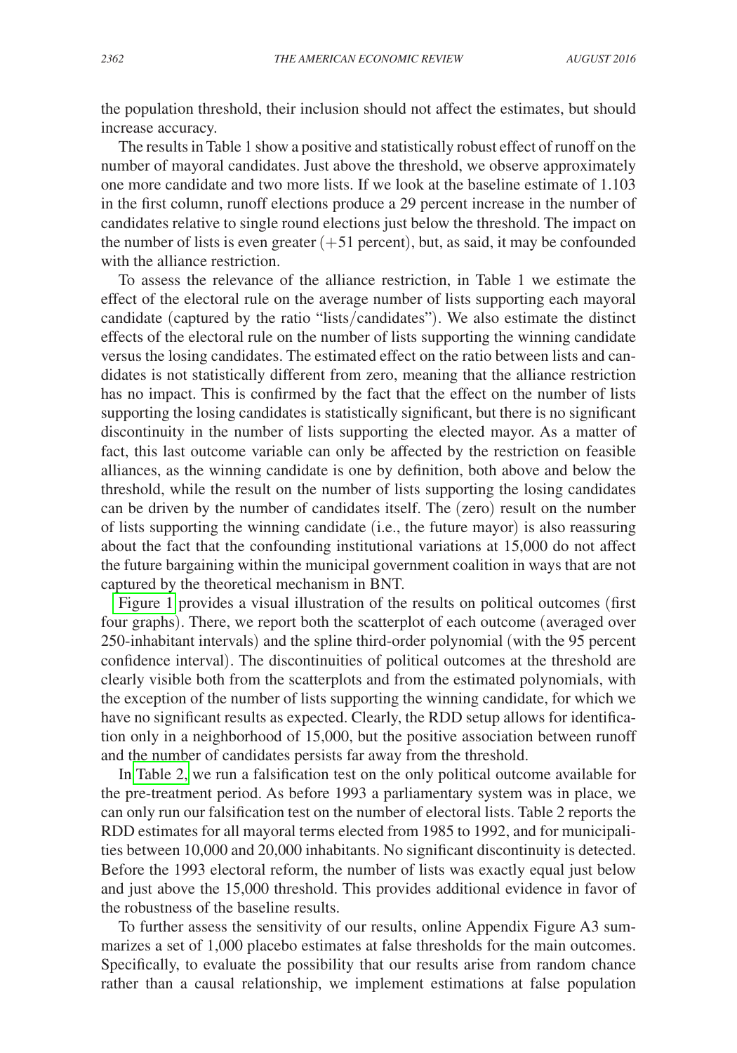the population threshold, their inclusion should not affect the estimates, but should increase accuracy.

The results in Table 1 show a positive and statistically robust effect of runoff on the number of mayoral candidates. Just above the threshold, we observe approximately one more candidate and two more lists. If we look at the baseline estimate of 1.103 in the first column, runoff elections produce a 29 percent increase in the number of candidates relative to single round elections just below the threshold. The impact on the number of lists is even greater (+51 percent), but, as said, it may be confounded with the alliance restriction.

To assess the relevance of the alliance restriction, in Table 1 we estimate the effect of the electoral rule on the average number of lists supporting each mayoral candidate (captured by the ratio "lists/candidates"). We also estimate the distinct effects of the electoral rule on the number of lists supporting the winning candidate versus the losing candidates. The estimated effect on the ratio between lists and candidates is not statistically different from zero, meaning that the alliance restriction has no impact. This is confirmed by the fact that the effect on the number of lists supporting the losing candidates is statistically significant, but there is no significant discontinuity in the number of lists supporting the elected mayor. As a matter of fact, this last outcome variable can only be affected by the restriction on feasible alliances, as the winning candidate is one by definition, both above and below the threshold, while the result on the number of lists supporting the losing candidates can be driven by the number of candidates itself. The (zero) result on the number of lists supporting the winning candidate (i.e., the future mayor) is also reassuring about the fact that the confounding institutional variations at 15,000 do not affect the future bargaining within the municipal government coalition in ways that are not captured by the theoretical mechanism in BNT.

Figure 1 provides a visual illustration of the results on political outcomes (first four graphs). There, we report both the scatterplot of each outcome (averaged over 250-inhabitant intervals) and the spline third-order polynomial (with the 95 percent confidence interval). The discontinuities of political outcomes at the threshold are clearly visible both from the scatterplots and from the estimated polynomials, with the exception of the number of lists supporting the winning candidate, for which we have no significant results as expected. Clearly, the RDD setup allows for identification only in a neighborhood of 15,000, but the positive association between runoff and the number of candidates persists far away from the threshold.

In Table 2, we run a falsification test on the only political outcome available for the pre-treatment period. As before 1993 a parliamentary system was in place, we can only run our falsification test on the number of electoral lists. Table 2 reports the RDD estimates for all mayoral terms elected from 1985 to 1992, and for municipalities between 10,000 and 20,000 inhabitants. No significant discontinuity is detected. Before the 1993 electoral reform, the number of lists was exactly equal just below and just above the 15,000 threshold. This provides additional evidence in favor of the robustness of the baseline results.

To further assess the sensitivity of our results, online Appendix Figure A3 summarizes a set of 1,000 placebo estimates at false thresholds for the main outcomes. Specifically, to evaluate the possibility that our results arise from random chance rather than a causal relationship, we implement estimations at false population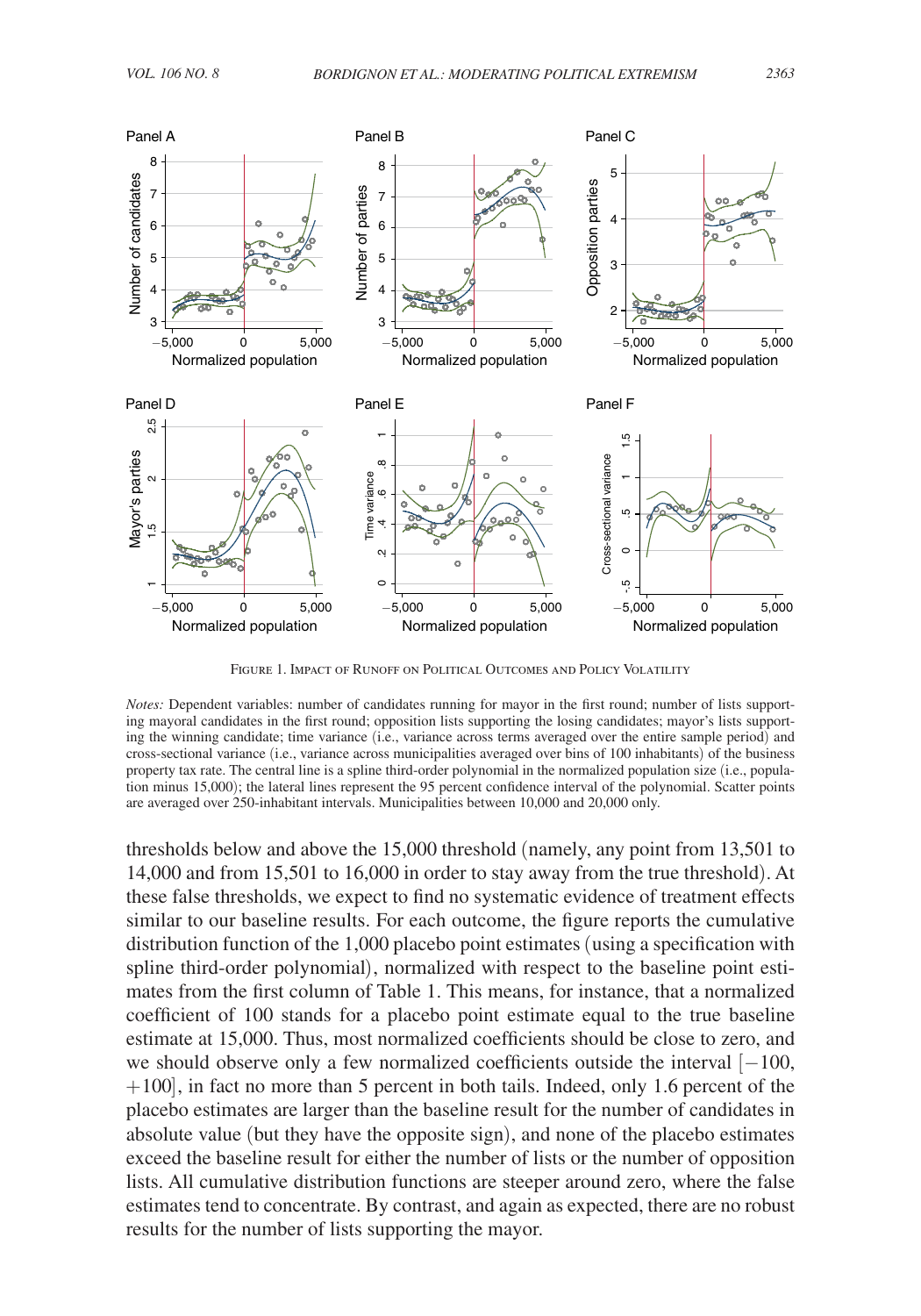Figure 1. Impact of Runoff on Political Outcomes and Policy Volatility

*Notes:* Dependent variables: number of candidates running for mayor in the first round; number of lists supporting mayoral candidates in the first round; opposition lists supporting the losing candidates; mayor's lists supporting the winning candidate; time variance (i.e., variance across terms averaged over the entire sample period) and cross-sectional variance (i.e., variance across municipalities averaged over bins of 100 inhabitants) of the business property tax rate. The central line is a spline third-order polynomial in the normalized population size (i.e., population minus 15,000); the lateral lines represent the 95 percent confidence interval of the polynomial. Scatter points are averaged over 250-inhabitant intervals. Municipalities between 10,000 and 20,000 only.

thresholds below and above the 15,000 threshold (namely, any point from 13,501 to 14,000 and from 15,501 to 16,000 in order to stay away from the true threshold). At these false thresholds, we expect to find no systematic evidence of treatment effects similar to our baseline results. For each outcome, the figure reports the cumulative distribution function of the 1,000 placebo point estimates (using a specification with spline third-order polynomial), normalized with respect to the baseline point estimates from the first column of Table 1. This means, for instance, that a normalized coefficient of 100 stands for a placebo point estimate equal to the true baseline estimate at 15,000. Thus, most normalized coefficients should be close to zero, and we should observe only a few normalized coefficients outside the interval $[-100, +100]$, in fact no more than 5 percent in both tails. Indeed, only 1.6 percent of the placebo estimates are larger than the baseline result for the number of candidates in absolute value (but they have the opposite sign), and none of the placebo estimates exceed the baseline result for either the number of lists or the number of opposition lists. All cumulative distribution functions are steeper around zero, where the false estimates tend to concentrate. By contrast, and again as expected, there are no robust results for the number of lists supporting the mayor.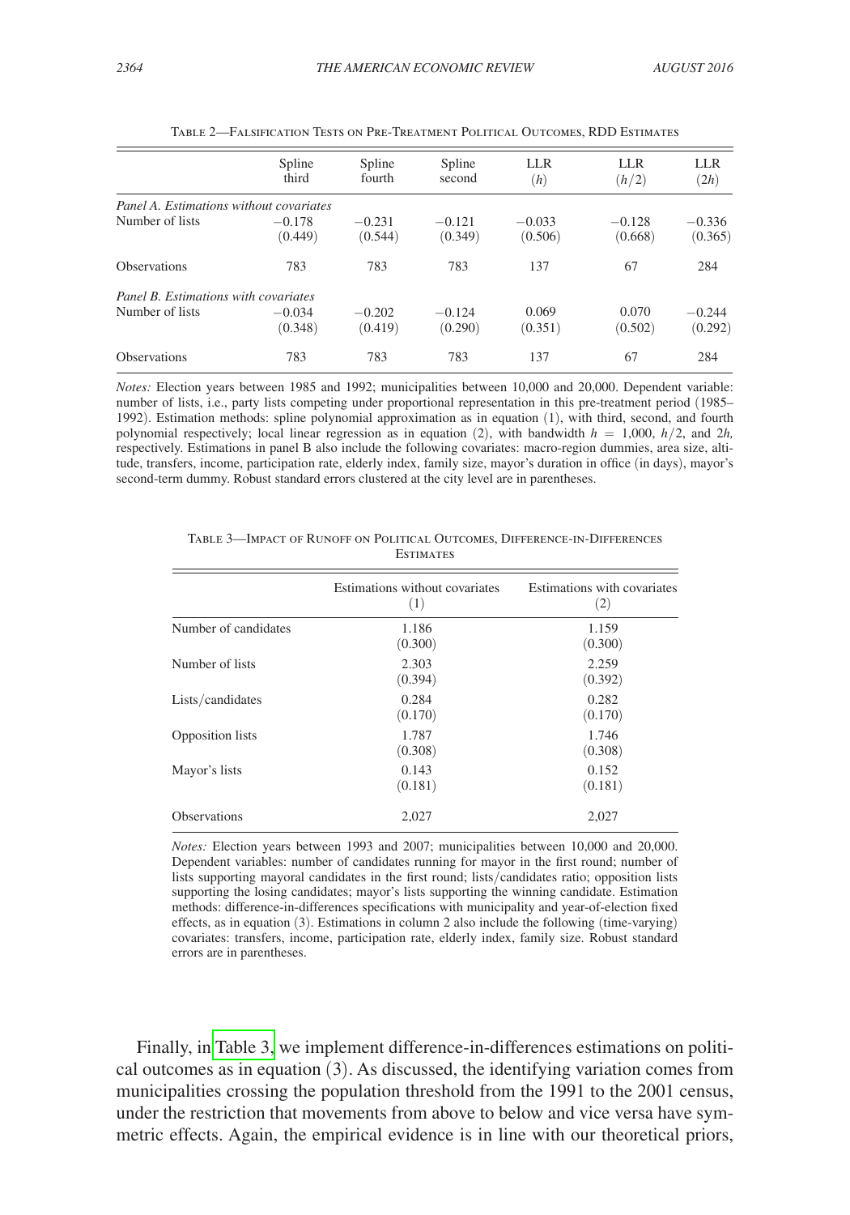Table 2—Falsification Tests on Pre-Treatment Political Outcomes, RDD Estimates

| | Spline third | Spline fourth | Spline second | LLR ($h$) | LLR ($h/2$) | LLR ($2h$) |
|---|---|---|---|---|---|---|
| *Panel A. Estimations without covariates* | | | | | | |
| Number of lists | −0.178 | −0.231 | −0.121 | −0.033 | −0.128 | −0.336 |
| | (0.449) | (0.544) | (0.349) | (0.506) | (0.668) | (0.365) |
| Observations | 783 | 783 | 783 | 137 | 67 | 284 |
| *Panel B. Estimations with covariates* | | | | | | |
| Number of lists | −0.034 | −0.202 | −0.124 | 0.069 | 0.070 | −0.244 |
| | (0.348) | (0.419) | (0.290) | (0.351) | (0.502) | (0.292) |
| Observations | 783 | 783 | 783 | 137 | 67 | 284 |

*Notes:* Election years between 1985 and 1992; municipalities between 10,000 and 20,000. Dependent variable: number of lists, i.e., party lists competing under proportional representation in this pre-treatment period (1985–1992). Estimation methods: spline polynomial approximation as in equation (1), with third, second, and fourth polynomial respectively; local linear regression as in equation (2), with bandwidth $h = 1{,}000$, $h/2$, and $2h$, respectively. Estimations in panel B also include the following covariates: macro-region dummies, area size, altitude, transfers, income, participation rate, elderly index, family size, mayor's duration in office (in days), mayor's second-term dummy. Robust standard errors clustered at the city level are in parentheses.

Table 3—Impact of Runoff on Political Outcomes, Difference-in-Differences Estimates

| | Estimations without covariates (1) | Estimations with covariates (2) |
|---|---|---|
| Number of candidates | 1.186 | 1.159 |
| | (0.300) | (0.300) |
| Number of lists | 2.303 | 2.259 |
| | (0.394) | (0.392) |
| Lists/candidates | 0.284 | 0.282 |
| | (0.170) | (0.170) |
| Opposition lists | 1.787 | 1.746 |
| | (0.308) | (0.308) |
| Mayor's lists | 0.143 | 0.152 |
| | (0.181) | (0.181) |
| Observations | 2,027 | 2,027 |

*Notes:* Election years between 1993 and 2007; municipalities between 10,000 and 20,000. Dependent variables: number of candidates running for mayor in the first round; number of lists supporting mayoral candidates in the first round; lists/candidates ratio; opposition lists supporting the losing candidates; mayor's lists supporting the winning candidate. Estimation methods: difference-in-differences specifications with municipality and year-of-election fixed effects, as in equation (3). Estimations in column 2 also include the following (time-varying) covariates: transfers, income, participation rate, elderly index, family size. Robust standard errors are in parentheses.

Finally, in Table 3, we implement difference-in-differences estimations on political outcomes as in equation (3). As discussed, the identifying variation comes from municipalities crossing the population threshold from the 1991 to the 2001 census, under the restriction that movements from above to below and vice versa have symmetric effects. Again, the empirical evidence is in line with our theoretical priors,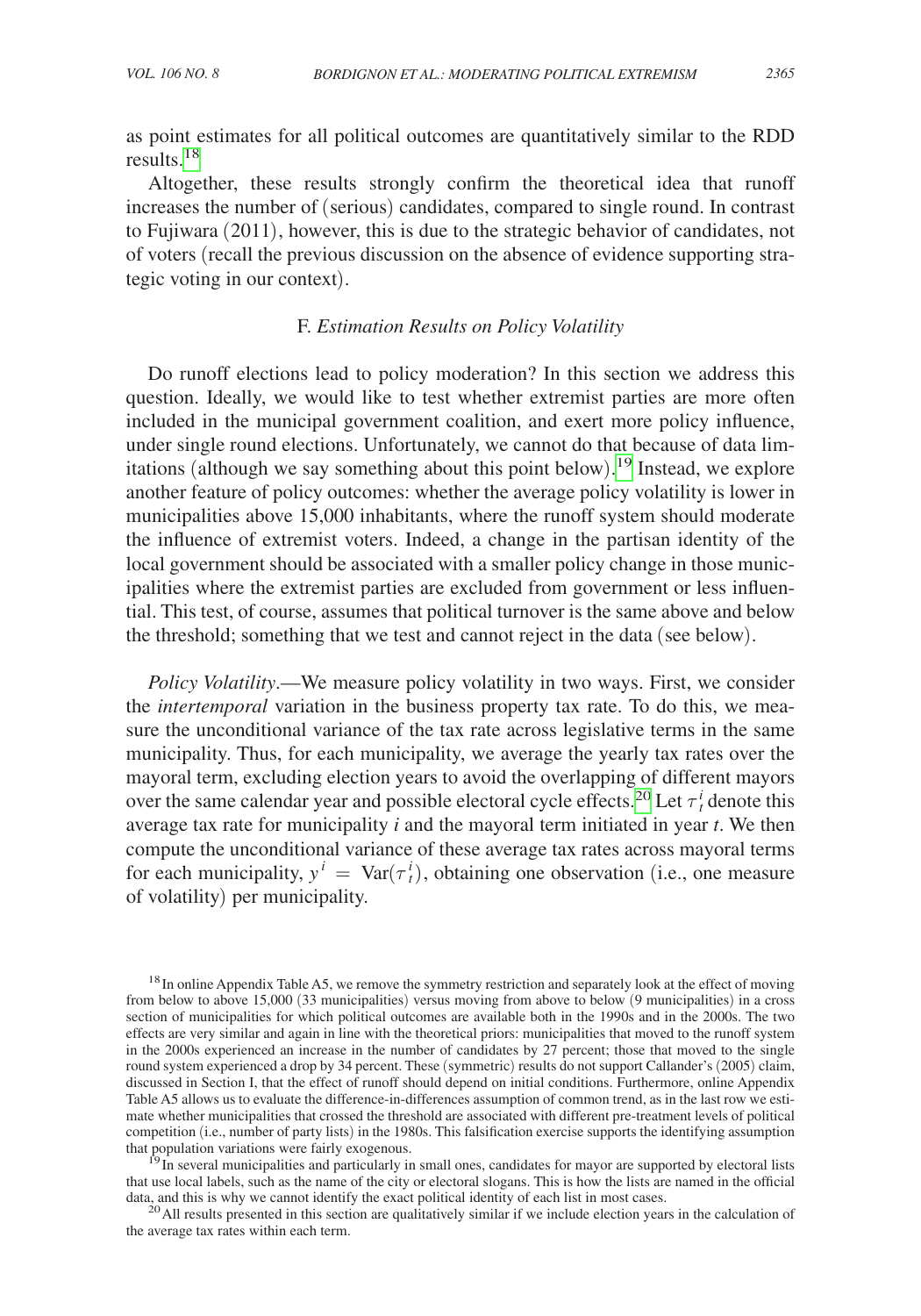as point estimates for all political outcomes are quantitatively similar to the RDD results.[18]

Altogether, these results strongly confirm the theoretical idea that runoff increases the number of (serious) candidates, compared to single round. In contrast to Fujiwara (2011), however, this is due to the strategic behavior of candidates, not of voters (recall the previous discussion on the absence of evidence supporting strategic voting in our context).

### F. *Estimation Results on Policy Volatility*

Do runoff elections lead to policy moderation? In this section we address this question. Ideally, we would like to test whether extremist parties are more often included in the municipal government coalition, and exert more policy influence, under single round elections. Unfortunately, we cannot do that because of data limitations (although we say something about this point below).[19] Instead, we explore another feature of policy outcomes: whether the average policy volatility is lower in municipalities above 15,000 inhabitants, where the runoff system should moderate the influence of extremist voters. Indeed, a change in the partisan identity of the local government should be associated with a smaller policy change in those municipalities where the extremist parties are excluded from government or less influential. This test, of course, assumes that political turnover is the same above and below the threshold; something that we test and cannot reject in the data (see below).

*Policy Volatility*.—We measure policy volatility in two ways. First, we consider the *intertemporal* variation in the business property tax rate. To do this, we measure the unconditional variance of the tax rate across legislative terms in the same municipality. Thus, for each municipality, we average the yearly tax rates over the mayoral term, excluding election years to avoid the overlapping of different mayors over the same calendar year and possible electoral cycle effects.[20] Let $\tau_t^i$ denote this average tax rate for municipality $i$ and the mayoral term initiated in year $t$. We then compute the unconditional variance of these average tax rates across mayoral terms for each municipality, $y^i = \text{Var}(\tau_t^i)$, obtaining one observation (i.e., one measure of volatility) per municipality.

[18] In online Appendix Table A5, we remove the symmetry restriction and separately look at the effect of moving from below to above 15,000 (33 municipalities) versus moving from above to below (9 municipalities) in a cross section of municipalities for which political outcomes are available both in the 1990s and in the 2000s. The two effects are very similar and again in line with the theoretical priors: municipalities that moved to the runoff system in the 2000s experienced an increase in the number of candidates by 27 percent; those that moved to the single round system experienced a drop by 34 percent. These (symmetric) results do not support Callander's (2005) claim, discussed in Section I, that the effect of runoff should depend on initial conditions. Furthermore, online Appendix Table A5 allows us to evaluate the difference-in-differences assumption of common trend, as in the last row we estimate whether municipalities that crossed the threshold are associated with different pre-treatment levels of political competition (i.e., number of party lists) in the 1980s. This falsification exercise supports the identifying assumption that population variations were fairly exogenous.

[19] In several municipalities and particularly in small ones, candidates for mayor are supported by electoral lists that use local labels, such as the name of the city or electoral slogans. This is how the lists are named in the official data, and this is why we cannot identify the exact political identity of each list in most cases.

[20] All results presented in this section are qualitatively similar if we include election years in the calculation of the average tax rates within each term.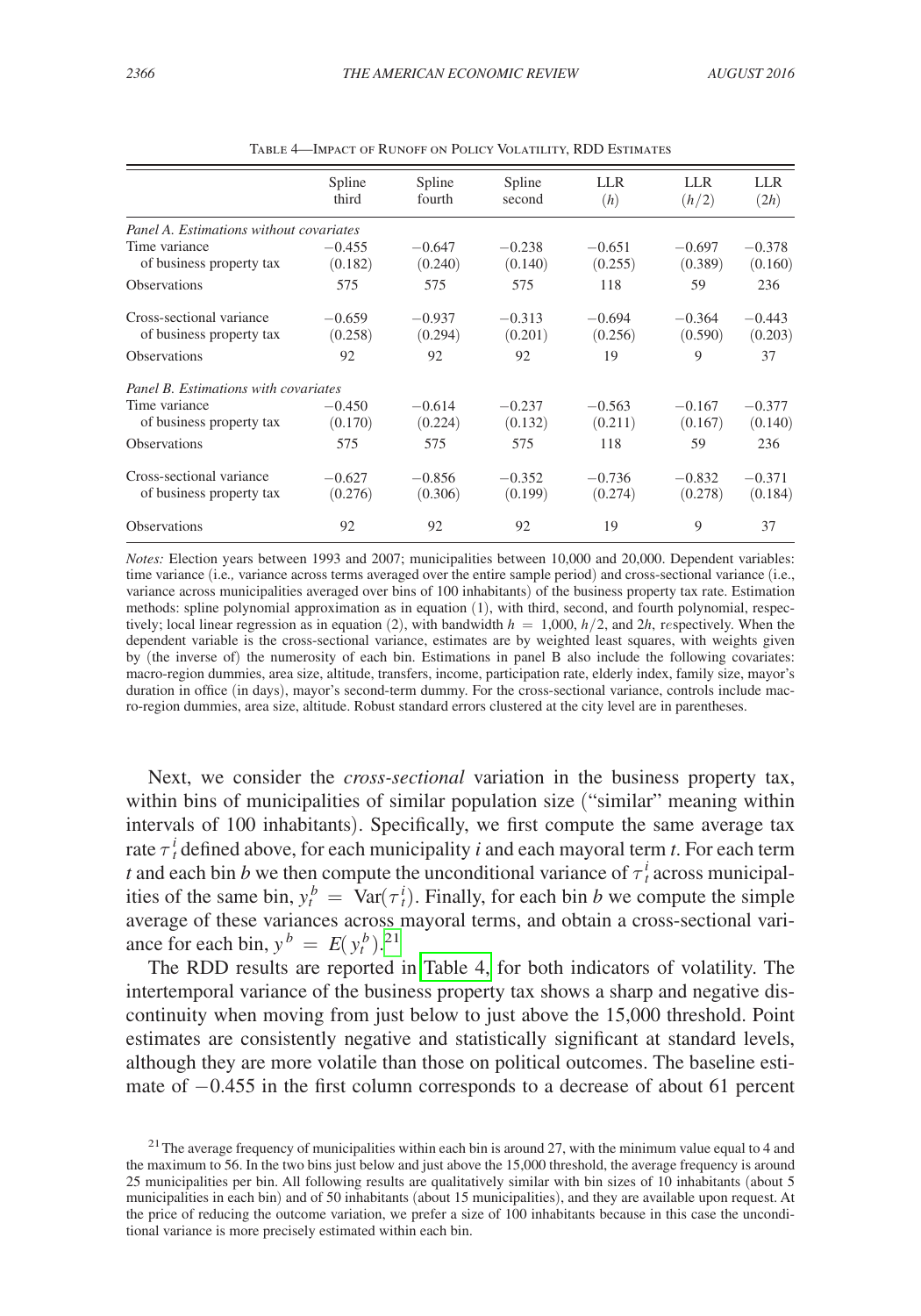Table 4—Impact of Runoff on Policy Volatility, RDD Estimates

| | Spline third | Spline fourth | Spline second | LLR $(h)$ | LLR $(h/2)$ | LLR $(2h)$ |
|---|---|---|---|---|---|---|
| *Panel A. Estimations without covariates* | | | | | | |
| Time variance | −0.455 | −0.647 | −0.238 | −0.651 | −0.697 | −0.378 |
| of business property tax | (0.182) | (0.240) | (0.140) | (0.255) | (0.389) | (0.160) |
| Observations | 575 | 575 | 575 | 118 | 59 | 236 |
| Cross-sectional variance | −0.659 | −0.937 | −0.313 | −0.694 | −0.364 | −0.443 |
| of business property tax | (0.258) | (0.294) | (0.201) | (0.256) | (0.590) | (0.203) |
| Observations | 92 | 92 | 92 | 19 | 9 | 37 |
| *Panel B. Estimations with covariates* | | | | | | |
| Time variance | −0.450 | −0.614 | −0.237 | −0.563 | −0.167 | −0.377 |
| of business property tax | (0.170) | (0.224) | (0.132) | (0.211) | (0.167) | (0.140) |
| Observations | 575 | 575 | 575 | 118 | 59 | 236 |
| Cross-sectional variance | −0.627 | −0.856 | −0.352 | −0.736 | −0.832 | −0.371 |
| of business property tax | (0.276) | (0.306) | (0.199) | (0.274) | (0.278) | (0.184) |
| Observations | 92 | 92 | 92 | 19 | 9 | 37 |

*Notes:* Election years between 1993 and 2007; municipalities between 10,000 and 20,000. Dependent variables: time variance (i.e., variance across terms averaged over the entire sample period) and cross-sectional variance (i.e., variance across municipalities averaged over bins of 100 inhabitants) of the business property tax rate. Estimation methods: spline polynomial approximation as in equation (1), with third, second, and fourth polynomial, respectively; local linear regression as in equation (2), with bandwidth $h = 1{,}000$, $h/2$, and $2h$, respectively. When the dependent variable is the cross-sectional variance, estimates are by weighted least squares, with weights given by (the inverse of) the numerosity of each bin. Estimations in panel B also include the following covariates: macro-region dummies, area size, altitude, transfers, income, participation rate, elderly index, family size, mayor's duration in office (in days), mayor's second-term dummy. For the cross-sectional variance, controls include macro-region dummies, area size, altitude. Robust standard errors clustered at the city level are in parentheses.

Next, we consider the *cross-sectional* variation in the business property tax, within bins of municipalities of similar population size ("similar" meaning within intervals of 100 inhabitants). Specifically, we first compute the same average tax rate $\tau_t^i$ defined above, for each municipality $i$ and each mayoral term $t$. For each term $t$ and each bin $b$ we then compute the unconditional variance of $\tau_t^i$ across municipalities of the same bin, $y_t^b = \text{Var}(\tau_t^i)$. Finally, for each bin $b$ we compute the simple average of these variances across mayoral terms, and obtain a cross-sectional variance for each bin, $y^b = E(y_t^b)$.[21]

The RDD results are reported in Table 4, for both indicators of volatility. The intertemporal variance of the business property tax shows a sharp and negative discontinuity when moving from just below to just above the 15,000 threshold. Point estimates are consistently negative and statistically significant at standard levels, although they are more volatile than those on political outcomes. The baseline estimate of −0.455 in the first column corresponds to a decrease of about 61 percent

[21] The average frequency of municipalities within each bin is around 27, with the minimum value equal to 4 and the maximum to 56. In the two bins just below and just above the 15,000 threshold, the average frequency is around 25 municipalities per bin. All following results are qualitatively similar with bin sizes of 10 inhabitants (about 5 municipalities in each bin) and of 50 inhabitants (about 15 municipalities), and they are available upon request. At the price of reducing the outcome variation, we prefer a size of 100 inhabitants because in this case the unconditional variance is more precisely estimated within each bin.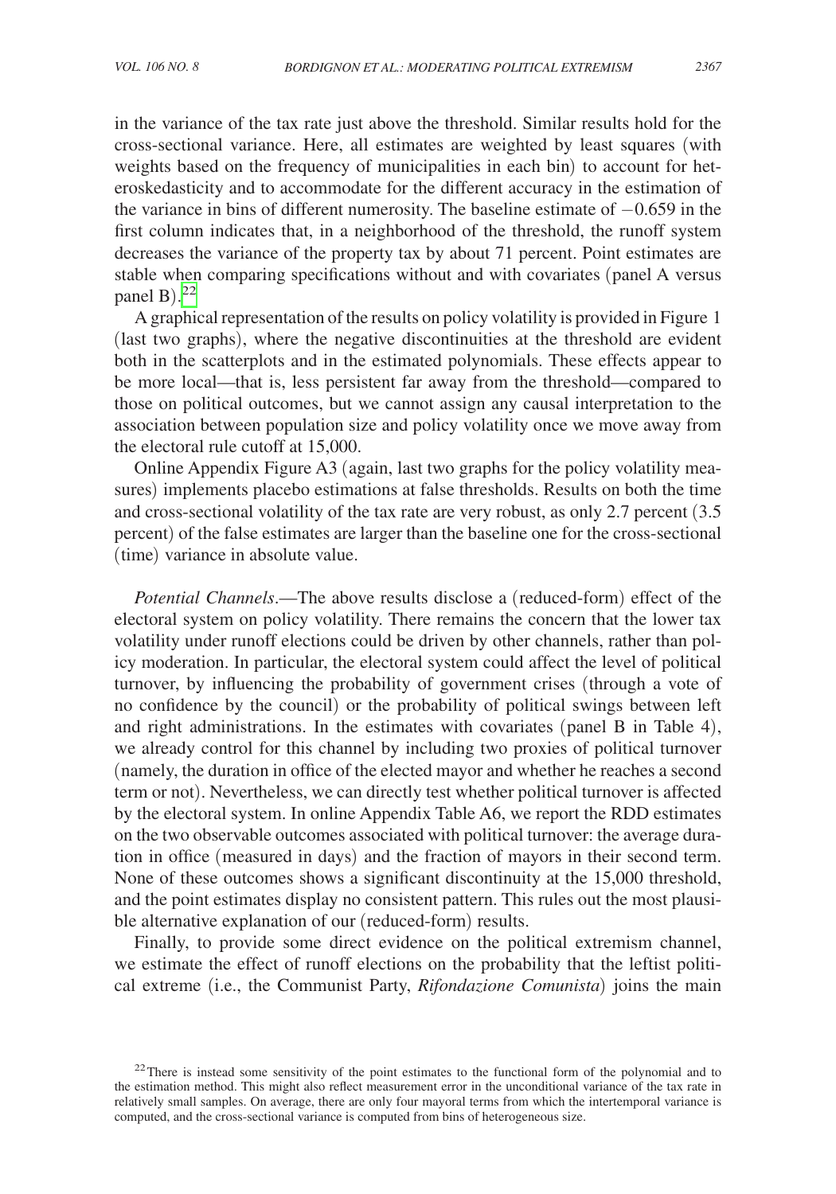in the variance of the tax rate just above the threshold. Similar results hold for the cross-sectional variance. Here, all estimates are weighted by least squares (with weights based on the frequency of municipalities in each bin) to account for heteroskedasticity and to accommodate for the different accuracy in the estimation of the variance in bins of different numerosity. The baseline estimate of $-0.659$ in the first column indicates that, in a neighborhood of the threshold, the runoff system decreases the variance of the property tax by about 71 percent. Point estimates are stable when comparing specifications without and with covariates (panel A versus panel B).[22]

A graphical representation of the results on policy volatility is provided in Figure 1 (last two graphs), where the negative discontinuities at the threshold are evident both in the scatterplots and in the estimated polynomials. These effects appear to be more local—that is, less persistent far away from the threshold—compared to those on political outcomes, but we cannot assign any causal interpretation to the association between population size and policy volatility once we move away from the electoral rule cutoff at 15,000.

Online Appendix Figure A3 (again, last two graphs for the policy volatility measures) implements placebo estimations at false thresholds. Results on both the time and cross-sectional volatility of the tax rate are very robust, as only 2.7 percent (3.5 percent) of the false estimates are larger than the baseline one for the cross-sectional (time) variance in absolute value.

*Potential Channels*.—The above results disclose a (reduced-form) effect of the electoral system on policy volatility. There remains the concern that the lower tax volatility under runoff elections could be driven by other channels, rather than policy moderation. In particular, the electoral system could affect the level of political turnover, by influencing the probability of government crises (through a vote of no confidence by the council) or the probability of political swings between left and right administrations. In the estimates with covariates (panel B in Table 4), we already control for this channel by including two proxies of political turnover (namely, the duration in office of the elected mayor and whether he reaches a second term or not). Nevertheless, we can directly test whether political turnover is affected by the electoral system. In online Appendix Table A6, we report the RDD estimates on the two observable outcomes associated with political turnover: the average duration in office (measured in days) and the fraction of mayors in their second term. None of these outcomes shows a significant discontinuity at the 15,000 threshold, and the point estimates display no consistent pattern. This rules out the most plausible alternative explanation of our (reduced-form) results.

Finally, to provide some direct evidence on the political extremism channel, we estimate the effect of runoff elections on the probability that the leftist political extreme (i.e., the Communist Party, *Rifondazione Comunista*) joins the main

[22] There is instead some sensitivity of the point estimates to the functional form of the polynomial and to the estimation method. This might also reflect measurement error in the unconditional variance of the tax rate in relatively small samples. On average, there are only four mayoral terms from which the intertemporal variance is computed, and the cross-sectional variance is computed from bins of heterogeneous size.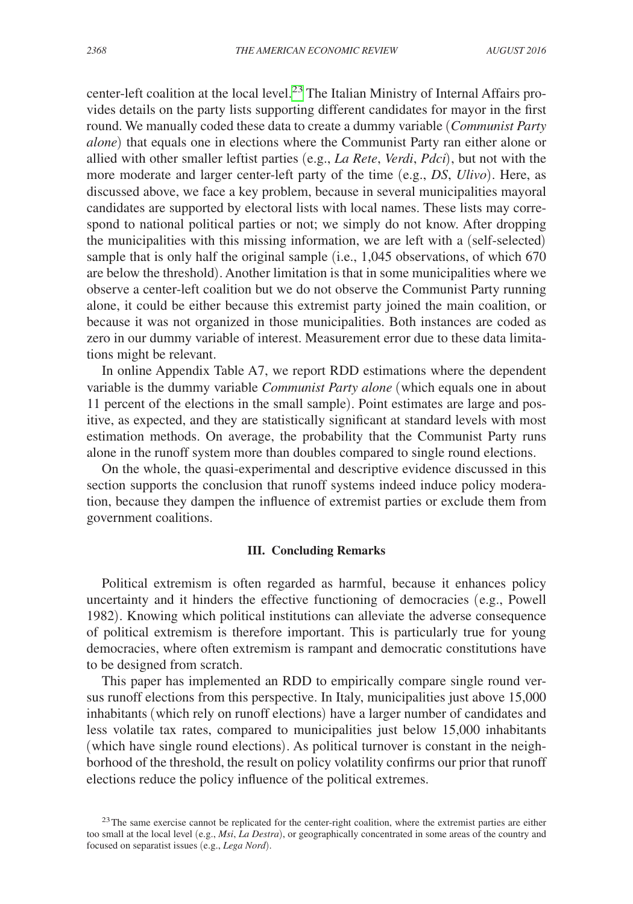center-left coalition at the local level.[23] The Italian Ministry of Internal Affairs provides details on the party lists supporting different candidates for mayor in the first round. We manually coded these data to create a dummy variable (*Communist Party alone*) that equals one in elections where the Communist Party ran either alone or allied with other smaller leftist parties (e.g., *La Rete*, *Verdi*, *Pdci*), but not with the more moderate and larger center-left party of the time (e.g., *DS*, *Ulivo*). Here, as discussed above, we face a key problem, because in several municipalities mayoral candidates are supported by electoral lists with local names. These lists may correspond to national political parties or not; we simply do not know. After dropping the municipalities with this missing information, we are left with a (self-selected) sample that is only half the original sample (i.e., 1,045 observations, of which 670 are below the threshold). Another limitation is that in some municipalities where we observe a center-left coalition but we do not observe the Communist Party running alone, it could be either because this extremist party joined the main coalition, or because it was not organized in those municipalities. Both instances are coded as zero in our dummy variable of interest. Measurement error due to these data limitations might be relevant.

In online Appendix Table A7, we report RDD estimations where the dependent variable is the dummy variable *Communist Party alone* (which equals one in about 11 percent of the elections in the small sample). Point estimates are large and positive, as expected, and they are statistically significant at standard levels with most estimation methods. On average, the probability that the Communist Party runs alone in the runoff system more than doubles compared to single round elections.

On the whole, the quasi-experimental and descriptive evidence discussed in this section supports the conclusion that runoff systems indeed induce policy moderation, because they dampen the influence of extremist parties or exclude them from government coalitions.

## III. Concluding Remarks

Political extremism is often regarded as harmful, because it enhances policy uncertainty and it hinders the effective functioning of democracies (e.g., Powell 1982). Knowing which political institutions can alleviate the adverse consequence of political extremism is therefore important. This is particularly true for young democracies, where often extremism is rampant and democratic constitutions have to be designed from scratch.

This paper has implemented an RDD to empirically compare single round versus runoff elections from this perspective. In Italy, municipalities just above 15,000 inhabitants (which rely on runoff elections) have a larger number of candidates and less volatile tax rates, compared to municipalities just below 15,000 inhabitants (which have single round elections). As political turnover is constant in the neighborhood of the threshold, the result on policy volatility confirms our prior that runoff elections reduce the policy influence of the political extremes.

[23] The same exercise cannot be replicated for the center-right coalition, where the extremist parties are either too small at the local level (e.g., *Msi*, *La Destra*), or geographically concentrated in some areas of the country and focused on separatist issues (e.g., *Lega Nord*).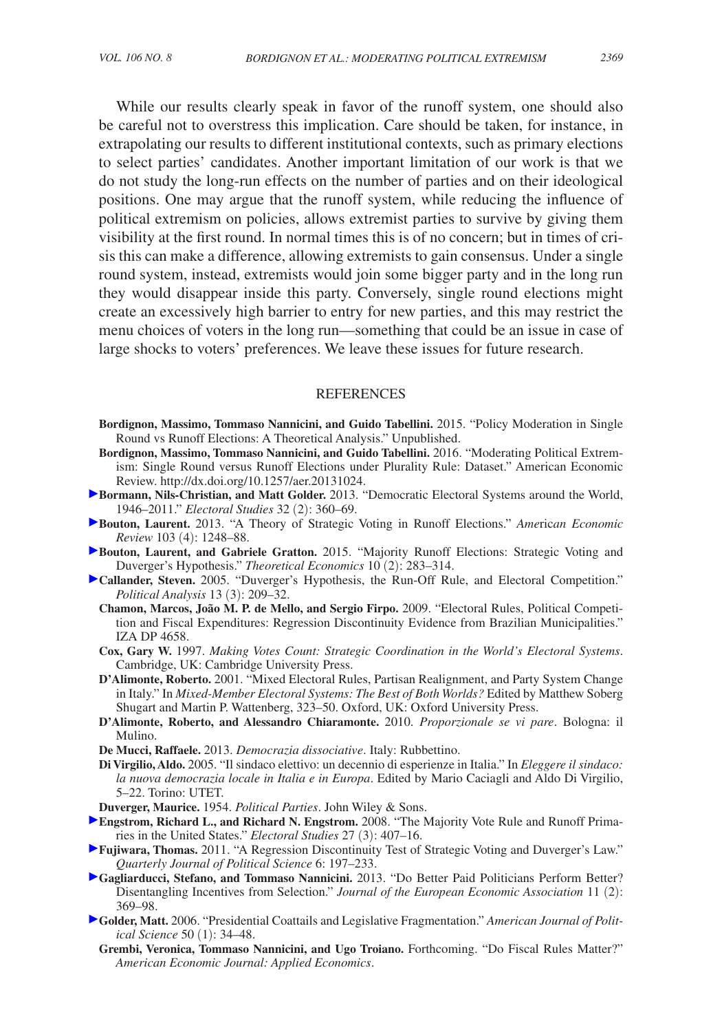While our results clearly speak in favor of the runoff system, one should also be careful not to overstress this implication. Care should be taken, for instance, in extrapolating our results to different institutional contexts, such as primary elections to select parties' candidates. Another important limitation of our work is that we do not study the long-run effects on the number of parties and on their ideological positions. One may argue that the runoff system, while reducing the influence of political extremism on policies, allows extremist parties to survive by giving them visibility at the first round. In normal times this is of no concern; but in times of crisis this can make a difference, allowing extremists to gain consensus. Under a single round system, instead, extremists would join some bigger party and in the long run they would disappear inside this party. Conversely, single round elections might create an excessively high barrier to entry for new parties, and this may restrict the menu choices of voters in the long run—something that could be an issue in case of large shocks to voters' preferences. We leave these issues for future research.

## REFERENCES

**Bordignon, Massimo, Tommaso Nannicini, and Guido Tabellini.** 2015. "Policy Moderation in Single Round vs Runoff Elections: A Theoretical Analysis." Unpublished.

**Bordignon, Massimo, Tommaso Nannicini, and Guido Tabellini.** 2016. "Moderating Political Extremism: Single Round versus Runoff Elections under Plurality Rule: Dataset." American Economic Review. http://dx.doi.org/10.1257/aer.20131024.

**Bormann, Nils-Christian, and Matt Golder.** 2013. "Democratic Electoral Systems around the World, 1946–2011." *Electoral Studies* 32 (2): 360–69.

**Bouton, Laurent.** 2013. "A Theory of Strategic Voting in Runoff Elections." *American Economic Review* 103 (4): 1248–88.

**Bouton, Laurent, and Gabriele Gratton.** 2015. "Majority Runoff Elections: Strategic Voting and Duverger's Hypothesis." *Theoretical Economics* 10 (2): 283–314.

**Callander, Steven.** 2005. "Duverger's Hypothesis, the Run-Off Rule, and Electoral Competition." *Political Analysis* 13 (3): 209–32.

**Chamon, Marcos, João M. P. de Mello, and Sergio Firpo.** 2009. "Electoral Rules, Political Competition and Fiscal Expenditures: Regression Discontinuity Evidence from Brazilian Municipalities." IZA DP 4658.

**Cox, Gary W.** 1997. *Making Votes Count: Strategic Coordination in the World's Electoral Systems*. Cambridge, UK: Cambridge University Press.

**D'Alimonte, Roberto.** 2001. "Mixed Electoral Rules, Partisan Realignment, and Party System Change in Italy." In *Mixed-Member Electoral Systems: The Best of Both Worlds?* Edited by Matthew Soberg Shugart and Martin P. Wattenberg, 323–50. Oxford, UK: Oxford University Press.

**D'Alimonte, Roberto, and Alessandro Chiaramonte.** 2010. *Proporzionale se vi pare*. Bologna: il Mulino.

**De Mucci, Raffaele.** 2013. *Democrazia dissociative*. Italy: Rubbettino.

**Di Virgilio, Aldo.** 2005. "Il sindaco elettivo: un decennio di esperienze in Italia." In *Eleggere il sindaco: la nuova democrazia locale in Italia e in Europa*. Edited by Mario Caciagli and Aldo Di Virgilio, 5–22. Torino: UTET.

**Duverger, Maurice.** 1954. *Political Parties*. John Wiley & Sons.

**Engstrom, Richard L., and Richard N. Engstrom.** 2008. "The Majority Vote Rule and Runoff Primaries in the United States." *Electoral Studies* 27 (3): 407–16.

**Fujiwara, Thomas.** 2011. "A Regression Discontinuity Test of Strategic Voting and Duverger's Law." *Quarterly Journal of Political Science* 6: 197–233.

**Gagliarducci, Stefano, and Tommaso Nannicini.** 2013. "Do Better Paid Politicians Perform Better? Disentangling Incentives from Selection." *Journal of the European Economic Association* 11 (2): 369–98.

**Golder, Matt.** 2006. "Presidential Coattails and Legislative Fragmentation." *American Journal of Political Science* 50 (1): 34–48.

**Grembi, Veronica, Tommaso Nannicini, and Ugo Troiano.** Forthcoming. "Do Fiscal Rules Matter?" *American Economic Journal: Applied Economics*.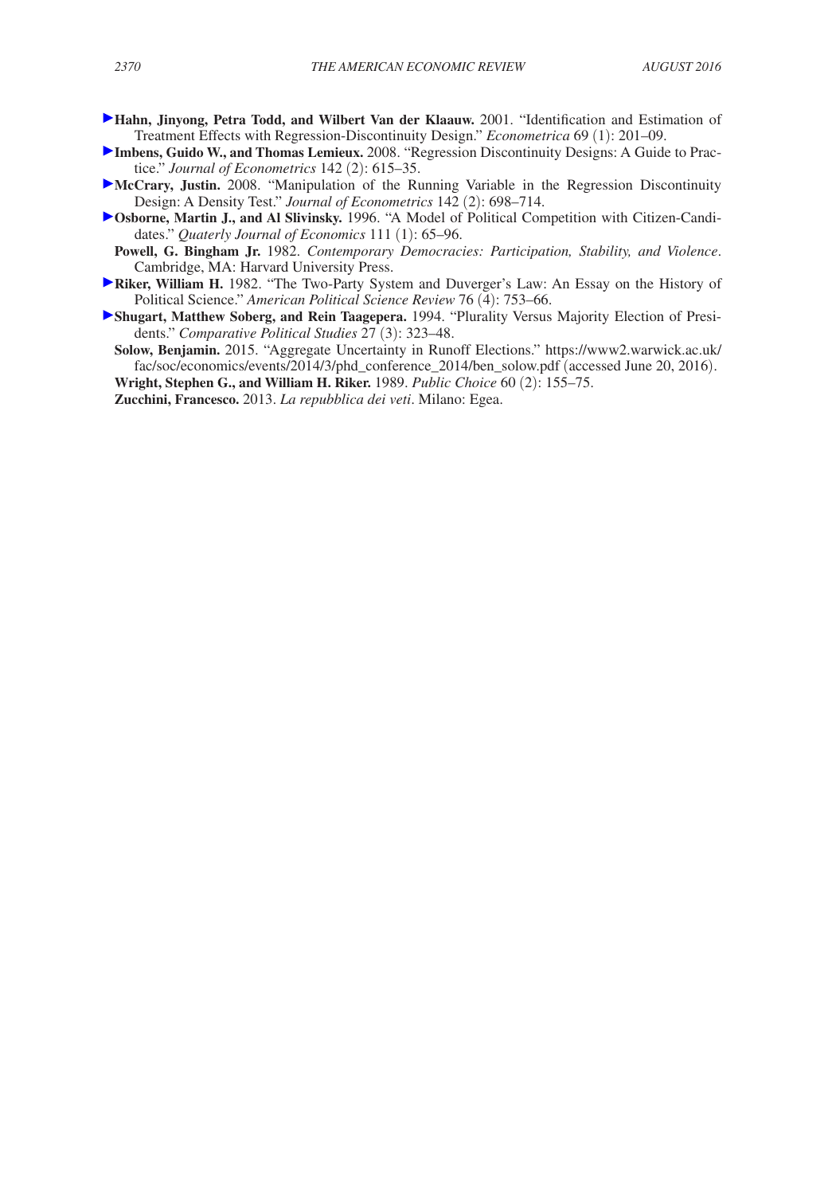**Hahn, Jinyong, Petra Todd, and Wilbert Van der Klaauw.** 2001. "Identification and Estimation of Treatment Effects with Regression-Discontinuity Design." *Econometrica* 69 (1): 201–09.

**Imbens, Guido W., and Thomas Lemieux.** 2008. "Regression Discontinuity Designs: A Guide to Practice." *Journal of Econometrics* 142 (2): 615–35.

**McCrary, Justin.** 2008. "Manipulation of the Running Variable in the Regression Discontinuity Design: A Density Test." *Journal of Econometrics* 142 (2): 698–714.

**Osborne, Martin J., and Al Slivinsky.** 1996. "A Model of Political Competition with Citizen-Candidates." *Quaterly Journal of Economics* 111 (1): 65–96.

**Powell, G. Bingham Jr.** 1982. *Contemporary Democracies: Participation, Stability, and Violence*. Cambridge, MA: Harvard University Press.

**Riker, William H.** 1982. "The Two-Party System and Duverger's Law: An Essay on the History of Political Science." *American Political Science Review* 76 (4): 753–66.

**Shugart, Matthew Soberg, and Rein Taagepera.** 1994. "Plurality Versus Majority Election of Presidents." *Comparative Political Studies* 27 (3): 323–48.

**Solow, Benjamin.** 2015. "Aggregate Uncertainty in Runoff Elections." https://www2.warwick.ac.uk/fac/soc/economics/events/2014/3/phd_conference_2014/ben_solow.pdf (accessed June 20, 2016).

**Wright, Stephen G., and William H. Riker.** 1989. *Public Choice* 60 (2): 155–75.

**Zucchini, Francesco.** 2013. *La repubblica dei veti*. Milano: Egea.